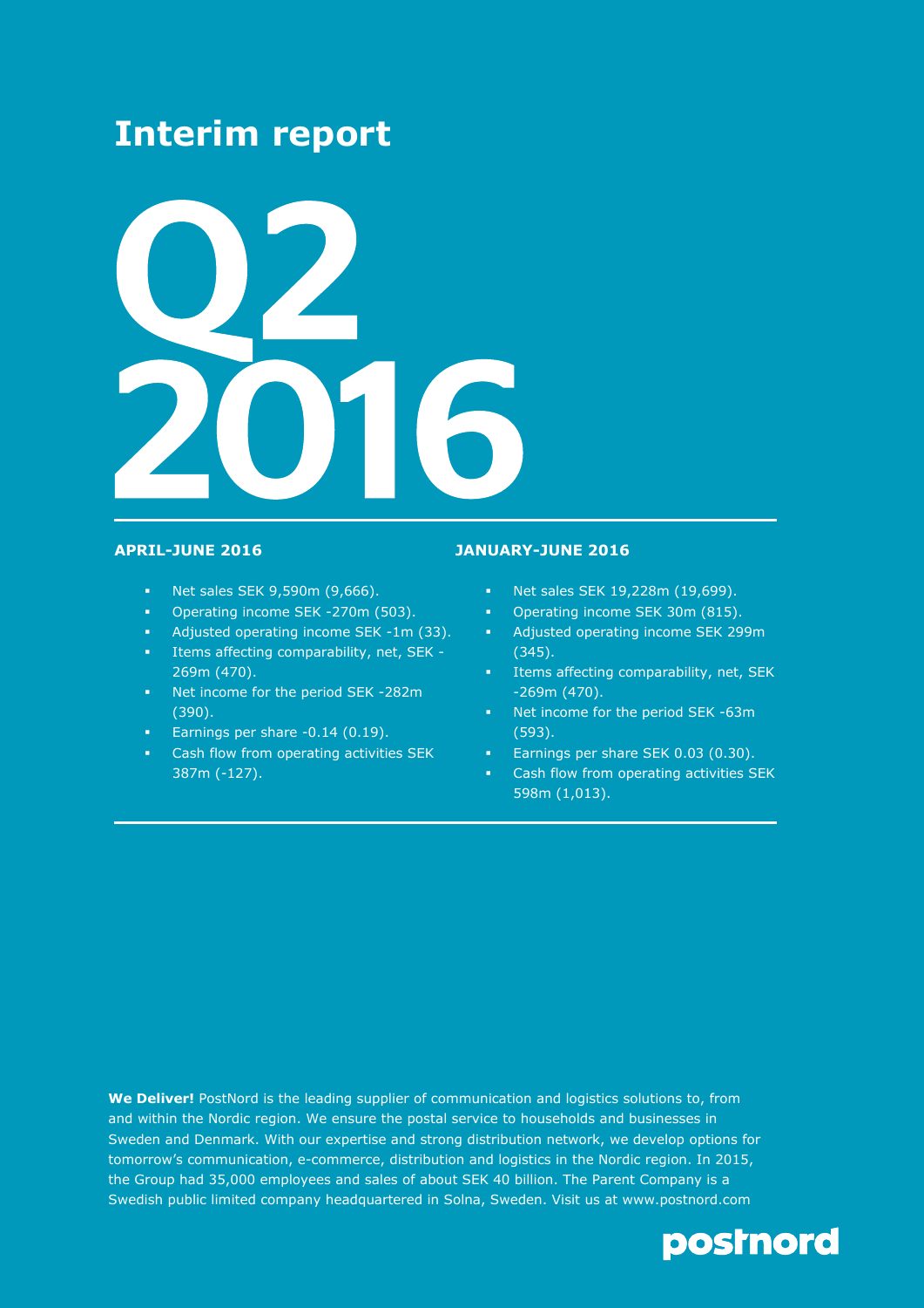# Interim report

# Q2 2016

## APRIL-JUNE 2016

- Net sales SEK 9,590m (9,666).
- Operating income SEK -270m (503).
- Adjusted operating income SEK -1m (33).
- Items affecting comparability, net, SEK -269m (470).
- Net income for the period SEK -282m (390).
- Earnings per share -0.14 (0.19).
- Cash flow from operating activities SEK 387m (-127).

## JANUARY-JUNE 2016

- Net sales SEK 19,228m (19,699).
- Operating income SEK 30m (815).
- Adjusted operating income SEK 299m (345).
- Items affecting comparability, net, SEK -269m (470).
- Net income for the period SEK -63m (593).
- Earnings per share SEK 0.03 (0.30).
- Cash flow from operating activities SEK 598m (1,013).

**We Deliver!** PostNord is the leading supplier of communication and logistics solutions to, from and within the Nordic region. We ensure the postal service to households and businesses in Sweden and Denmark. With our expertise and strong distribution network, we develop options for tomorrow's communication, e-commerce, distribution and logistics in the Nordic region. In 2015, the Group had 35,000 employees and sales of about SEK 40 billion. The Parent Company is a Swedish public limited company headquartered in Solna, Sweden. Visit us at www.postnord.com

postnord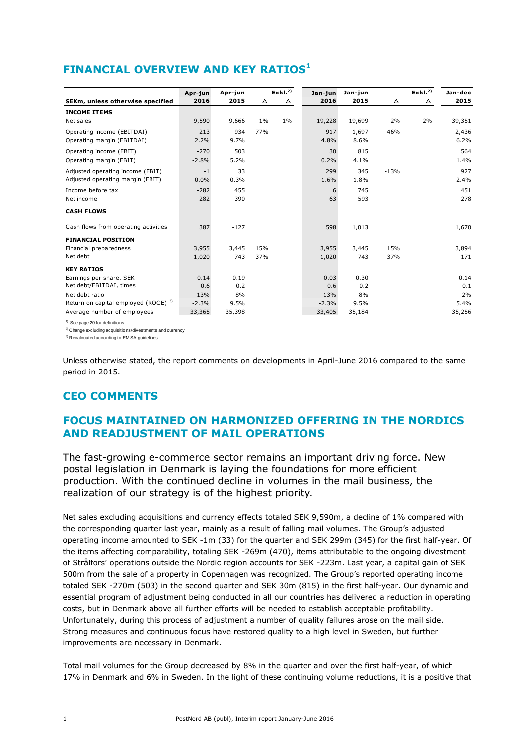## FINANCIAL OVERVIEW AND KEY RATIOS[1]

| SEKm, unless otherwise specified | Apr-jun 2016 | Apr-jun 2015 | Δ | Exkl.[2] Δ | Jan-jun 2016 | Jan-jun 2015 | Δ | Exkl.[2] Δ | Jan-dec 2015 |
|---|---|---|---|---|---|---|---|---|---|
| **INCOME ITEMS** | | | | | | | | | |
| Net sales | 9,590 | 9,666 | -1% | -1% | 19,228 | 19,699 | -2% | -2% | 39,351 |
| Operating income (EBITDAI) | 213 | 934 | -77% | | 917 | 1,697 | -46% | | 2,436 |
| Operating margin (EBITDAI) | 2.2% | 9.7% | | | 4.8% | 8.6% | | | 6.2% |
| Operating income (EBIT) | -270 | 503 | | | 30 | 815 | | | 564 |
| Operating margin (EBIT) | -2.8% | 5.2% | | | 0.2% | 4.1% | | | 1.4% |
| Adjusted operating income (EBIT) | -1 | 33 | | | 299 | 345 | -13% | | 927 |
| Adjusted operating margin (EBIT) | 0.0% | 0.3% | | | 1.6% | 1.8% | | | 2.4% |
| Income before tax | -282 | 455 | | | 6 | 745 | | | 451 |
| Net income | -282 | 390 | | | -63 | 593 | | | 278 |
| **CASH FLOWS** | | | | | | | | | |
| Cash flows from operating activities | 387 | -127 | | | 598 | 1,013 | | | 1,670 |
| **FINANCIAL POSITION** | | | | | | | | | |
| Financial preparedness | 3,955 | 3,445 | 15% | | 3,955 | 3,445 | 15% | | 3,894 |
| Net debt | 1,020 | 743 | 37% | | 1,020 | 743 | 37% | | -171 |
| **KEY RATIOS** | | | | | | | | | |
| Earnings per share, SEK | -0.14 | 0.19 | | | 0.03 | 0.30 | | | 0.14 |
| Net debt/EBITDAI, times | 0.6 | 0.2 | | | 0.6 | 0.2 | | | -0.1 |
| Net debt ratio | 13% | 8% | | | 13% | 8% | | | -2% |
| Return on capital employed (ROCE)[3] | -2.3% | 9.5% | | | -2.3% | 9.5% | | | 5.4% |
| Average number of employees | 33,365 | 35,398 | | | 33,405 | 35,184 | | | 35,256 |

[1] See page 20 for definitions.
[2] Change excluding acquisitions/divestments and currency.
[3] Recalcuated according to EMSA guidelines.

Unless otherwise stated, the report comments on developments in April-June 2016 compared to the same period in 2015.

## CEO COMMENTS

## FOCUS MAINTAINED ON HARMONIZED OFFERING IN THE NORDICS AND READJUSTMENT OF MAIL OPERATIONS

The fast-growing e-commerce sector remains an important driving force. New postal legislation in Denmark is laying the foundations for more efficient production. With the continued decline in volumes in the mail business, the realization of our strategy is of the highest priority.

Net sales excluding acquisitions and currency effects totaled SEK 9,590m, a decline of 1% compared with the corresponding quarter last year, mainly as a result of falling mail volumes. The Group's adjusted operating income amounted to SEK -1m (33) for the quarter and SEK 299m (345) for the first half-year. Of the items affecting comparability, totaling SEK -269m (470), items attributable to the ongoing divestment of Strålfors' operations outside the Nordic region accounts for SEK -223m. Last year, a capital gain of SEK 500m from the sale of a property in Copenhagen was recognized. The Group's reported operating income totaled SEK -270m (503) in the second quarter and SEK 30m (815) in the first half-year. Our dynamic and essential program of adjustment being conducted in all our countries has delivered a reduction in operating costs, but in Denmark above all further efforts will be needed to establish acceptable profitability. Unfortunately, during this process of adjustment a number of quality failures arose on the mail side. Strong measures and continuous focus have restored quality to a high level in Sweden, but further improvements are necessary in Denmark.

Total mail volumes for the Group decreased by 8% in the quarter and over the first half-year, of which 17% in Denmark and 6% in Sweden. In the light of these continuing volume reductions, it is a positive that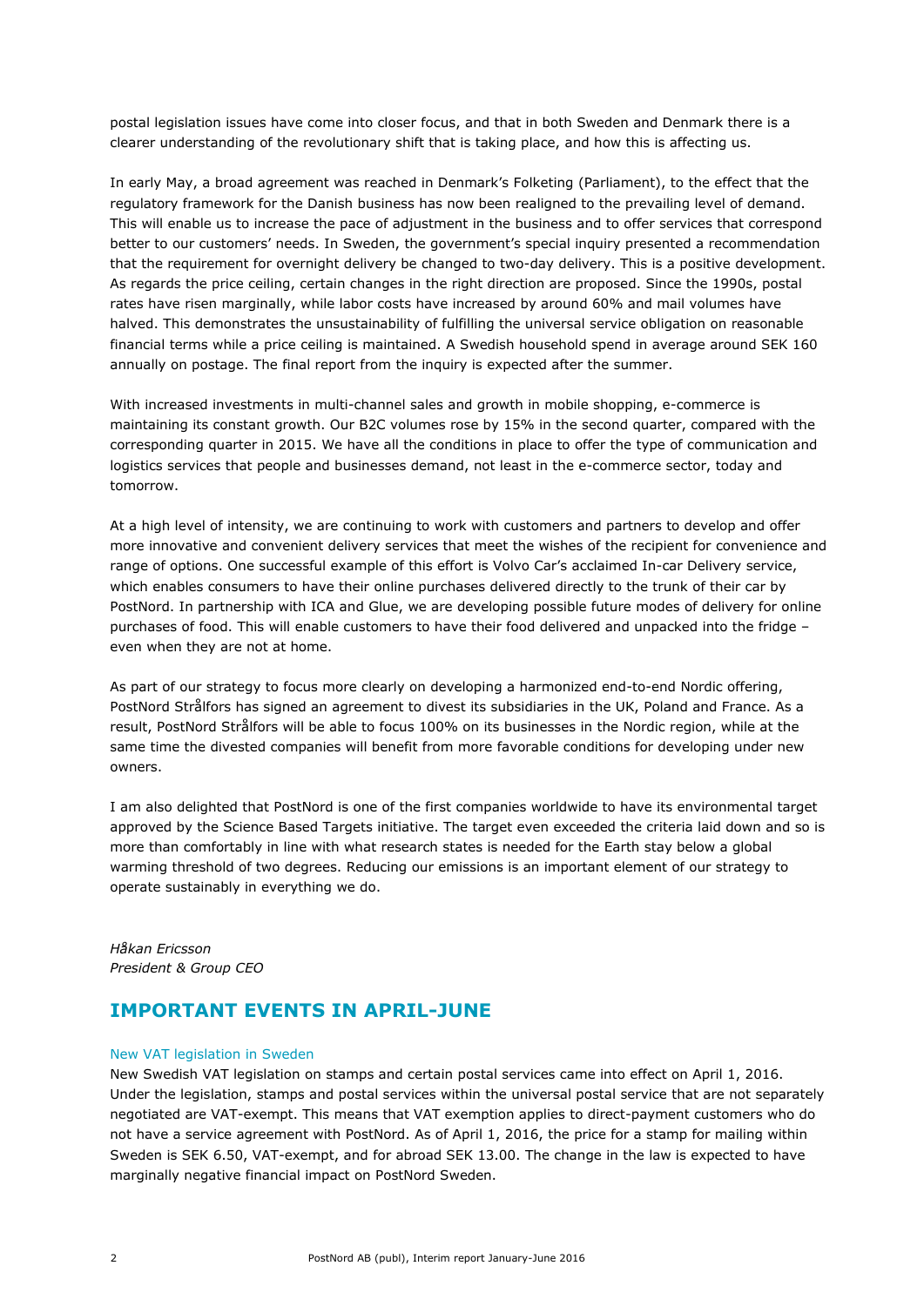postal legislation issues have come into closer focus, and that in both Sweden and Denmark there is a clearer understanding of the revolutionary shift that is taking place, and how this is affecting us.

In early May, a broad agreement was reached in Denmark's Folketing (Parliament), to the effect that the regulatory framework for the Danish business has now been realigned to the prevailing level of demand. This will enable us to increase the pace of adjustment in the business and to offer services that correspond better to our customers' needs. In Sweden, the government's special inquiry presented a recommendation that the requirement for overnight delivery be changed to two-day delivery. This is a positive development. As regards the price ceiling, certain changes in the right direction are proposed. Since the 1990s, postal rates have risen marginally, while labor costs have increased by around 60% and mail volumes have halved. This demonstrates the unsustainability of fulfilling the universal service obligation on reasonable financial terms while a price ceiling is maintained. A Swedish household spend in average around SEK 160 annually on postage. The final report from the inquiry is expected after the summer.

With increased investments in multi-channel sales and growth in mobile shopping, e-commerce is maintaining its constant growth. Our B2C volumes rose by 15% in the second quarter, compared with the corresponding quarter in 2015. We have all the conditions in place to offer the type of communication and logistics services that people and businesses demand, not least in the e-commerce sector, today and tomorrow.

At a high level of intensity, we are continuing to work with customers and partners to develop and offer more innovative and convenient delivery services that meet the wishes of the recipient for convenience and range of options. One successful example of this effort is Volvo Car's acclaimed In-car Delivery service, which enables consumers to have their online purchases delivered directly to the trunk of their car by PostNord. In partnership with ICA and Glue, we are developing possible future modes of delivery for online purchases of food. This will enable customers to have their food delivered and unpacked into the fridge – even when they are not at home.

As part of our strategy to focus more clearly on developing a harmonized end-to-end Nordic offering, PostNord Strålfors has signed an agreement to divest its subsidiaries in the UK, Poland and France. As a result, PostNord Strålfors will be able to focus 100% on its businesses in the Nordic region, while at the same time the divested companies will benefit from more favorable conditions for developing under new owners.

I am also delighted that PostNord is one of the first companies worldwide to have its environmental target approved by the Science Based Targets initiative. The target even exceeded the criteria laid down and so is more than comfortably in line with what research states is needed for the Earth stay below a global warming threshold of two degrees. Reducing our emissions is an important element of our strategy to operate sustainably in everything we do.

*Håkan Ericsson*
*President & Group CEO*

## IMPORTANT EVENTS IN APRIL-JUNE

### New VAT legislation in Sweden

New Swedish VAT legislation on stamps and certain postal services came into effect on April 1, 2016. Under the legislation, stamps and postal services within the universal postal service that are not separately negotiated are VAT-exempt. This means that VAT exemption applies to direct-payment customers who do not have a service agreement with PostNord. As of April 1, 2016, the price for a stamp for mailing within Sweden is SEK 6.50, VAT-exempt, and for abroad SEK 13.00. The change in the law is expected to have marginally negative financial impact on PostNord Sweden.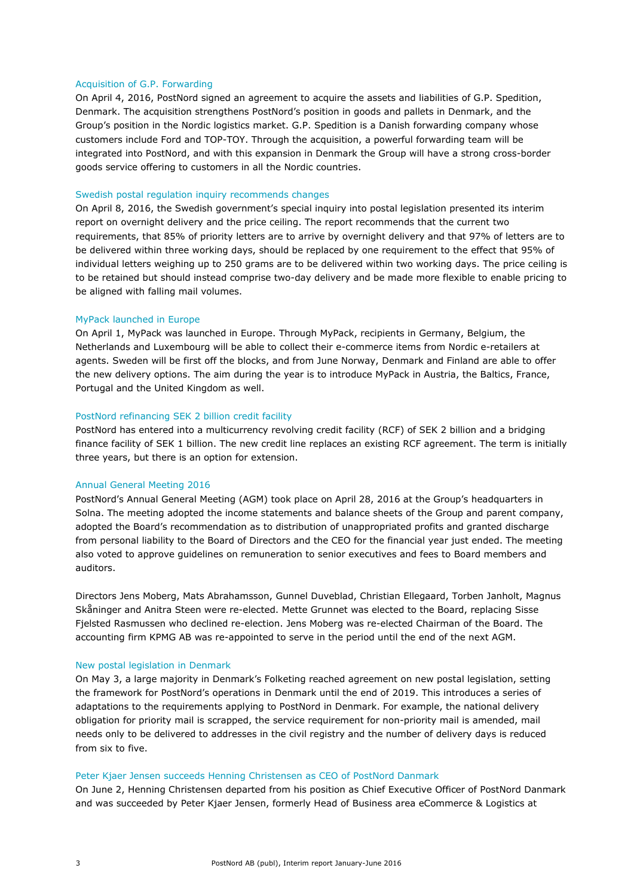### Acquisition of G.P. Forwarding

On April 4, 2016, PostNord signed an agreement to acquire the assets and liabilities of G.P. Spedition, Denmark. The acquisition strengthens PostNord's position in goods and pallets in Denmark, and the Group's position in the Nordic logistics market. G.P. Spedition is a Danish forwarding company whose customers include Ford and TOP-TOY. Through the acquisition, a powerful forwarding team will be integrated into PostNord, and with this expansion in Denmark the Group will have a strong cross-border goods service offering to customers in all the Nordic countries.

### Swedish postal regulation inquiry recommends changes

On April 8, 2016, the Swedish government's special inquiry into postal legislation presented its interim report on overnight delivery and the price ceiling. The report recommends that the current two requirements, that 85% of priority letters are to arrive by overnight delivery and that 97% of letters are to be delivered within three working days, should be replaced by one requirement to the effect that 95% of individual letters weighing up to 250 grams are to be delivered within two working days. The price ceiling is to be retained but should instead comprise two-day delivery and be made more flexible to enable pricing to be aligned with falling mail volumes.

### MyPack launched in Europe

On April 1, MyPack was launched in Europe. Through MyPack, recipients in Germany, Belgium, the Netherlands and Luxembourg will be able to collect their e-commerce items from Nordic e-retailers at agents. Sweden will be first off the blocks, and from June Norway, Denmark and Finland are able to offer the new delivery options. The aim during the year is to introduce MyPack in Austria, the Baltics, France, Portugal and the United Kingdom as well.

### PostNord refinancing SEK 2 billion credit facility

PostNord has entered into a multicurrency revolving credit facility (RCF) of SEK 2 billion and a bridging finance facility of SEK 1 billion. The new credit line replaces an existing RCF agreement. The term is initially three years, but there is an option for extension.

### Annual General Meeting 2016

PostNord's Annual General Meeting (AGM) took place on April 28, 2016 at the Group's headquarters in Solna. The meeting adopted the income statements and balance sheets of the Group and parent company, adopted the Board's recommendation as to distribution of unappropriated profits and granted discharge from personal liability to the Board of Directors and the CEO for the financial year just ended. The meeting also voted to approve guidelines on remuneration to senior executives and fees to Board members and auditors.

Directors Jens Moberg, Mats Abrahamsson, Gunnel Duveblad, Christian Ellegaard, Torben Janholt, Magnus Skåninger and Anitra Steen were re-elected. Mette Grunnet was elected to the Board, replacing Sisse Fjelsted Rasmussen who declined re-election. Jens Moberg was re-elected Chairman of the Board. The accounting firm KPMG AB was re-appointed to serve in the period until the end of the next AGM.

### New postal legislation in Denmark

On May 3, a large majority in Denmark's Folketing reached agreement on new postal legislation, setting the framework for PostNord's operations in Denmark until the end of 2019. This introduces a series of adaptations to the requirements applying to PostNord in Denmark. For example, the national delivery obligation for priority mail is scrapped, the service requirement for non-priority mail is amended, mail needs only to be delivered to addresses in the civil registry and the number of delivery days is reduced from six to five.

### Peter Kjaer Jensen succeeds Henning Christensen as CEO of PostNord Danmark

On June 2, Henning Christensen departed from his position as Chief Executive Officer of PostNord Danmark and was succeeded by Peter Kjaer Jensen, formerly Head of Business area eCommerce & Logistics at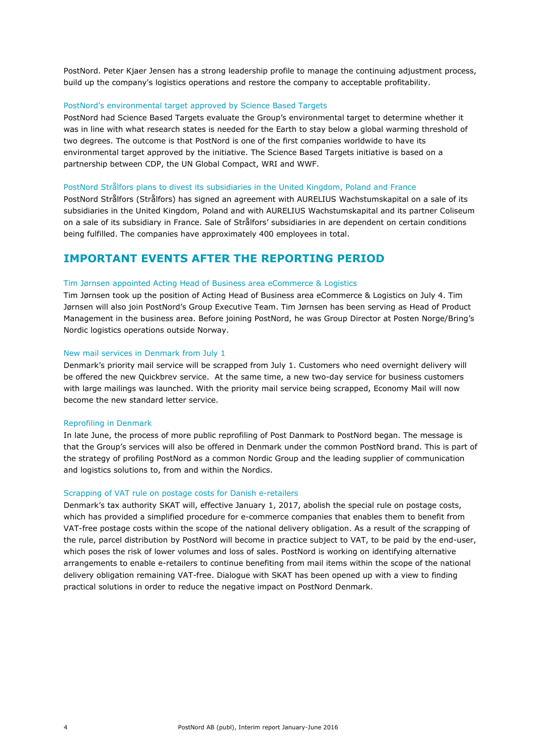PostNord. Peter Kjaer Jensen has a strong leadership profile to manage the continuing adjustment process, build up the company's logistics operations and restore the company to acceptable profitability.

### PostNord's environmental target approved by Science Based Targets

PostNord had Science Based Targets evaluate the Group's environmental target to determine whether it was in line with what research states is needed for the Earth to stay below a global warming threshold of two degrees. The outcome is that PostNord is one of the first companies worldwide to have its environmental target approved by the initiative. The Science Based Targets initiative is based on a partnership between CDP, the UN Global Compact, WRI and WWF.

### PostNord Strålfors plans to divest its subsidiaries in the United Kingdom, Poland and France

PostNord Strålfors (Strålfors) has signed an agreement with AURELIUS Wachstumskapital on a sale of its subsidiaries in the United Kingdom, Poland and with AURELIUS Wachstumskapital and its partner Coliseum on a sale of its subsidiary in France. Sale of Strålfors' subsidiaries in are dependent on certain conditions being fulfilled. The companies have approximately 400 employees in total.

## IMPORTANT EVENTS AFTER THE REPORTING PERIOD

### Tim Jørnsen appointed Acting Head of Business area eCommerce & Logistics

Tim Jørnsen took up the position of Acting Head of Business area eCommerce & Logistics on July 4. Tim Jørnsen will also join PostNord's Group Executive Team. Tim Jørnsen has been serving as Head of Product Management in the business area. Before joining PostNord, he was Group Director at Posten Norge/Bring's Nordic logistics operations outside Norway.

### New mail services in Denmark from July 1

Denmark's priority mail service will be scrapped from July 1. Customers who need overnight delivery will be offered the new Quickbrev service. At the same time, a new two-day service for business customers with large mailings was launched. With the priority mail service being scrapped, Economy Mail will now become the new standard letter service.

### Reprofiling in Denmark

In late June, the process of more public reprofiling of Post Danmark to PostNord began. The message is that the Group's services will also be offered in Denmark under the common PostNord brand. This is part of the strategy of profiling PostNord as a common Nordic Group and the leading supplier of communication and logistics solutions to, from and within the Nordics.

### Scrapping of VAT rule on postage costs for Danish e-retailers

Denmark's tax authority SKAT will, effective January 1, 2017, abolish the special rule on postage costs, which has provided a simplified procedure for e-commerce companies that enables them to benefit from VAT-free postage costs within the scope of the national delivery obligation. As a result of the scrapping of the rule, parcel distribution by PostNord will become in practice subject to VAT, to be paid by the end-user, which poses the risk of lower volumes and loss of sales. PostNord is working on identifying alternative arrangements to enable e-retailers to continue benefiting from mail items within the scope of the national delivery obligation remaining VAT-free. Dialogue with SKAT has been opened up with a view to finding practical solutions in order to reduce the negative impact on PostNord Denmark.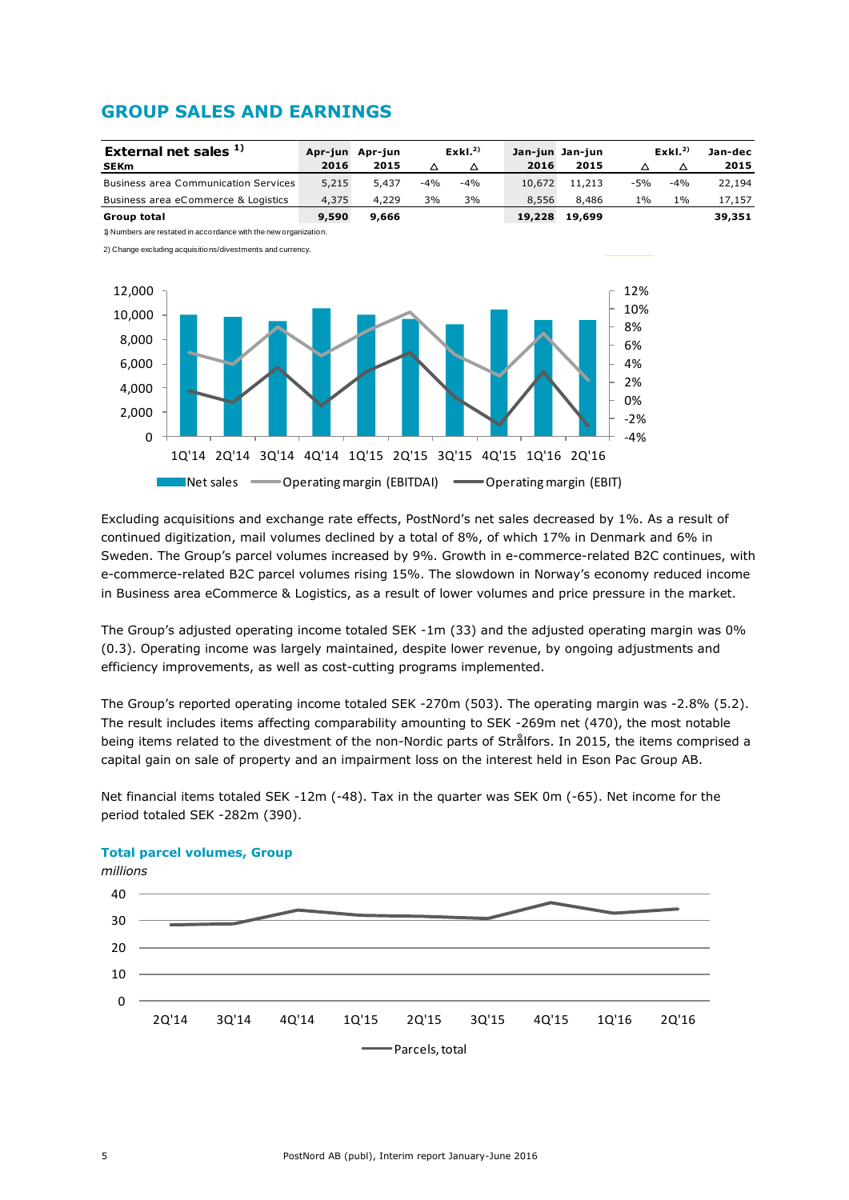## GROUP SALES AND EARNINGS

| External net sales [1] SEKm | Apr-jun 2016 | Apr-jun 2015 | Δ | Exkl.[2] Δ | Jan-jun 2016 | Jan-jun 2015 | Δ | Exkl.[2] Δ | Jan-dec 2015 |
|---|---|---|---|---|---|---|---|---|---|
| Business area Communication Services | 5,215 | 5,437 | -4% | -4% | 10,672 | 11,213 | -5% | -4% | 22,194 |
| Business area eCommerce & Logistics | 4,375 | 4,229 | 3% | 3% | 8,556 | 8,486 | 1% | 1% | 17,157 |
| **Group total** | **9,590** | **9,666** | | | **19,228** | **19,699** | | | **39,351** |

1) Numbers are restated in accordance with the new organization.

2) Change excluding acquisitions/divestments and currency.

Net sales / Operating margin (EBITDAI) / Operating margin (EBIT), 1Q'14–2Q'16

Excluding acquisitions and exchange rate effects, PostNord's net sales decreased by 1%. As a result of continued digitization, mail volumes declined by a total of 8%, of which 17% in Denmark and 6% in Sweden. The Group's parcel volumes increased by 9%. Growth in e-commerce-related B2C continues, with e-commerce-related B2C parcel volumes rising 15%. The slowdown in Norway's economy reduced income in Business area eCommerce & Logistics, as a result of lower volumes and price pressure in the market.

The Group's adjusted operating income totaled SEK -1m (33) and the adjusted operating margin was 0% (0.3). Operating income was largely maintained, despite lower revenue, by ongoing adjustments and efficiency improvements, as well as cost-cutting programs implemented.

The Group's reported operating income totaled SEK -270m (503). The operating margin was -2.8% (5.2). The result includes items affecting comparability amounting to SEK -269m net (470), the most notable being items related to the divestment of the non-Nordic parts of Strålfors. In 2015, the items comprised a capital gain on sale of property and an impairment loss on the interest held in Eson Pac Group AB.

Net financial items totaled SEK -12m (-48). Tax in the quarter was SEK 0m (-65). Net income for the period totaled SEK -282m (390).

**Total parcel volumes, Group**

*millions*

Parcels, total, 2Q'14–2Q'16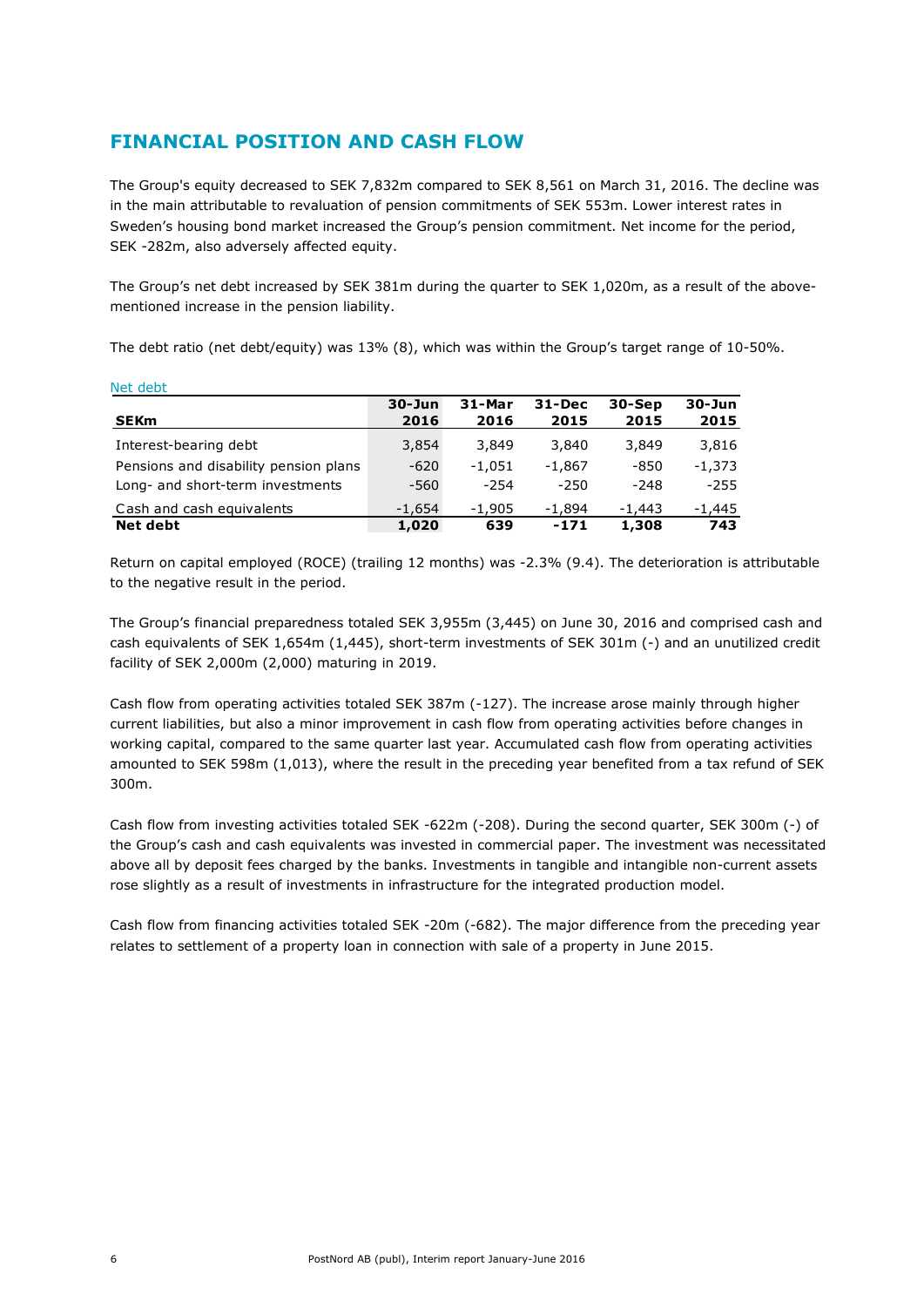## FINANCIAL POSITION AND CASH FLOW

The Group's equity decreased to SEK 7,832m compared to SEK 8,561 on March 31, 2016. The decline was in the main attributable to revaluation of pension commitments of SEK 553m. Lower interest rates in Sweden's housing bond market increased the Group's pension commitment. Net income for the period, SEK -282m, also adversely affected equity.

The Group's net debt increased by SEK 381m during the quarter to SEK 1,020m, as a result of the above-mentioned increase in the pension liability.

The debt ratio (net debt/equity) was 13% (8), which was within the Group's target range of 10-50%.

Net debt

| SEKm | 30-Jun 2016 | 31-Mar 2016 | 31-Dec 2015 | 30-Sep 2015 | 30-Jun 2015 |
|---|---|---|---|---|---|
| Interest-bearing debt | 3,854 | 3,849 | 3,840 | 3,849 | 3,816 |
| Pensions and disability pension plans | -620 | -1,051 | -1,867 | -850 | -1,373 |
| Long- and short-term investments | -560 | -254 | -250 | -248 | -255 |
| Cash and cash equivalents | -1,654 | -1,905 | -1,894 | -1,443 | -1,445 |
| **Net debt** | **1,020** | **639** | **-171** | **1,308** | **743** |

Return on capital employed (ROCE) (trailing 12 months) was -2.3% (9.4). The deterioration is attributable to the negative result in the period.

The Group's financial preparedness totaled SEK 3,955m (3,445) on June 30, 2016 and comprised cash and cash equivalents of SEK 1,654m (1,445), short-term investments of SEK 301m (-) and an unutilized credit facility of SEK 2,000m (2,000) maturing in 2019.

Cash flow from operating activities totaled SEK 387m (-127). The increase arose mainly through higher current liabilities, but also a minor improvement in cash flow from operating activities before changes in working capital, compared to the same quarter last year. Accumulated cash flow from operating activities amounted to SEK 598m (1,013), where the result in the preceding year benefited from a tax refund of SEK 300m.

Cash flow from investing activities totaled SEK -622m (-208). During the second quarter, SEK 300m (-) of the Group's cash and cash equivalents was invested in commercial paper. The investment was necessitated above all by deposit fees charged by the banks. Investments in tangible and intangible non-current assets rose slightly as a result of investments in infrastructure for the integrated production model.

Cash flow from financing activities totaled SEK -20m (-682). The major difference from the preceding year relates to settlement of a property loan in connection with sale of a property in June 2015.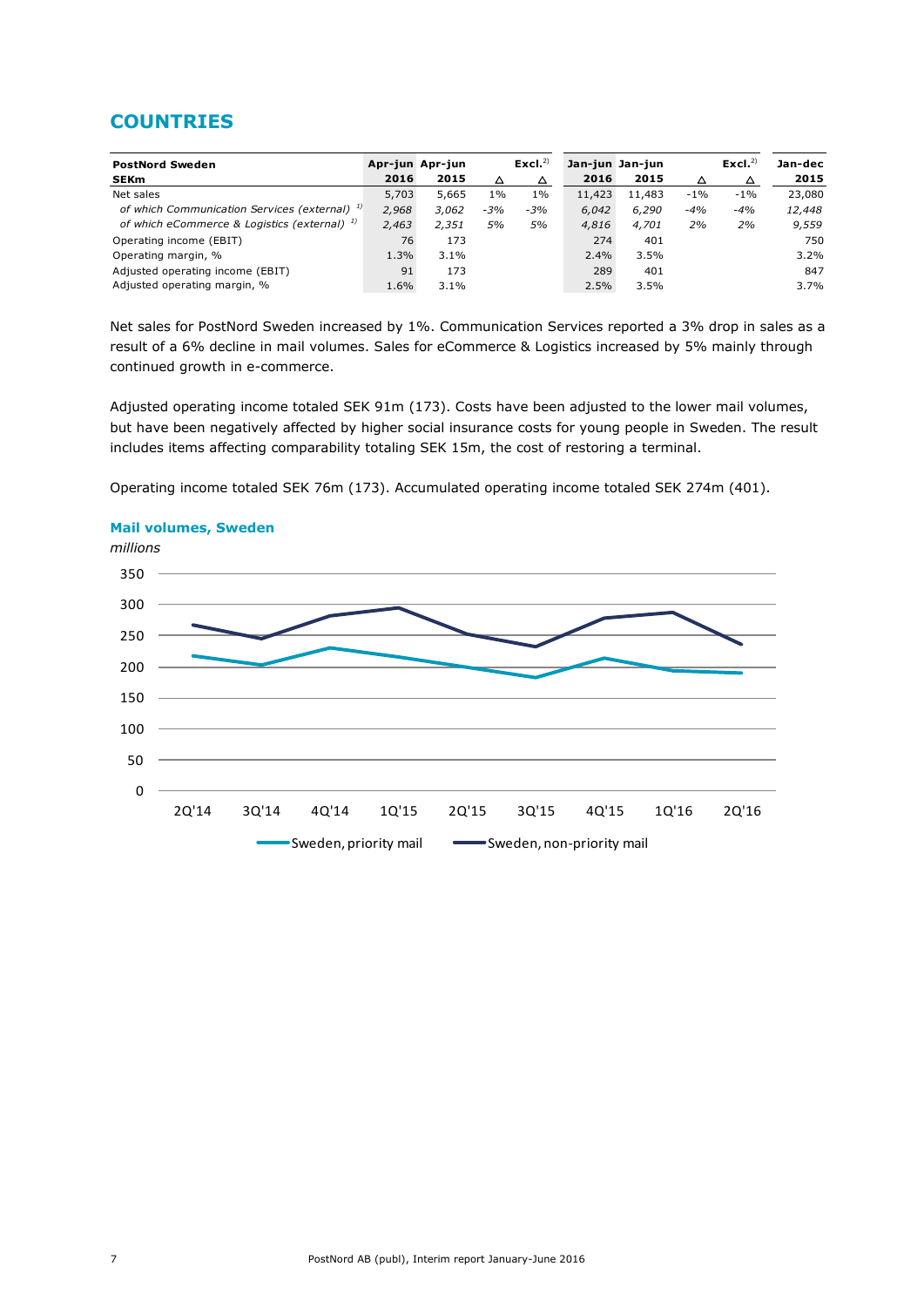## COUNTRIES

| PostNord Sweden SEKm | Apr-jun 2016 | Apr-jun 2015 | Δ | Excl.[2] Δ | Jan-jun 2016 | Jan-jun 2015 | Δ | Excl.[2] Δ | Jan-dec 2015 |
|---|---|---|---|---|---|---|---|---|---|
| Net sales | 5,703 | 5,665 | 1% | 1% | 11,423 | 11,483 | -1% | -1% | 23,080 |
| *of which Communication Services (external)* [1] | *2,968* | *3,062* | *-3%* | *-3%* | *6,042* | *6,290* | *-4%* | *-4%* | *12,448* |
| *of which eCommerce & Logistics (external)* [1] | *2,463* | *2,351* | *5%* | *5%* | *4,816* | *4,701* | *2%* | *2%* | *9,559* |
| Operating income (EBIT) | 76 | 173 | | | 274 | 401 | | | 750 |
| Operating margin, % | 1.3% | 3.1% | | | 2.4% | 3.5% | | | 3.2% |
| Adjusted operating income (EBIT) | 91 | 173 | | | 289 | 401 | | | 847 |
| Adjusted operating margin, % | 1.6% | 3.1% | | | 2.5% | 3.5% | | | 3.7% |

Net sales for PostNord Sweden increased by 1%. Communication Services reported a 3% drop in sales as a result of a 6% decline in mail volumes. Sales for eCommerce & Logistics increased by 5% mainly through continued growth in e-commerce.

Adjusted operating income totaled SEK 91m (173). Costs have been adjusted to the lower mail volumes, but have been negatively affected by higher social insurance costs for young people in Sweden. The result includes items affecting comparability totaling SEK 15m, the cost of restoring a terminal.

Operating income totaled SEK 76m (173). Accumulated operating income totaled SEK 274m (401).

**Mail volumes, Sweden**

*millions*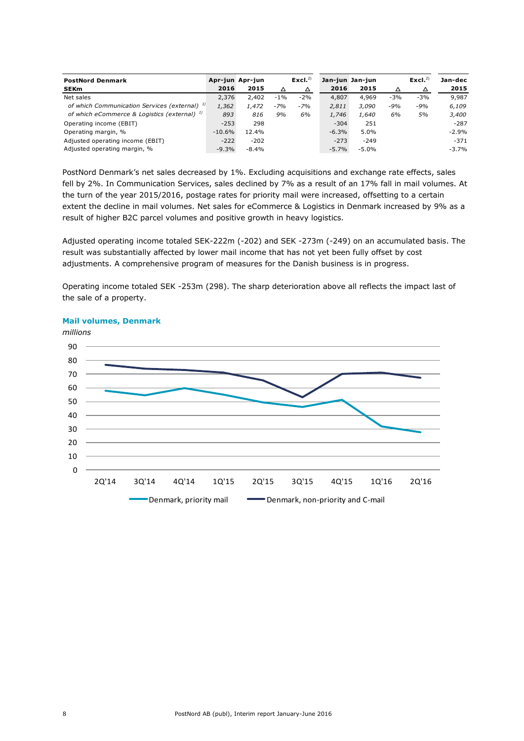| PostNord Denmark<br>SEKm | Apr-jun<br>2016 | Apr-jun<br>2015 | Δ | Excl.[2]<br>Δ | Jan-jun<br>2016 | Jan-jun<br>2015 | Δ | Excl.[2]<br>Δ | Jan-dec<br>2015 |
|---|---|---|---|---|---|---|---|---|---|
| Net sales | 2,376 | 2,402 | -1% | -2% | 4,807 | 4,969 | -3% | -3% | 9,987 |
| *of which Communication Services (external)* [1] | *1,362* | *1,472* | *-7%* | *-7%* | *2,811* | *3,090* | *-9%* | *-9%* | *6,109* |
| *of which eCommerce & Logistics (external)* [1] | *893* | *816* | *9%* | *6%* | *1,746* | *1,640* | *6%* | *5%* | *3,400* |
| Operating income (EBIT) | -253 | 298 | | | -304 | 251 | | | -287 |
| Operating margin, % | -10.6% | 12.4% | | | -6.3% | 5.0% | | | -2.9% |
| Adjusted operating income (EBIT) | -222 | -202 | | | -273 | -249 | | | -371 |
| Adjusted operating margin, % | -9.3% | -8.4% | | | -5.7% | -5.0% | | | -3.7% |

PostNord Denmark's net sales decreased by 1%. Excluding acquisitions and exchange rate effects, sales fell by 2%. In Communication Services, sales declined by 7% as a result of an 17% fall in mail volumes. At the turn of the year 2015/2016, postage rates for priority mail were increased, offsetting to a certain extent the decline in mail volumes. Net sales for eCommerce & Logistics in Denmark increased by 9% as a result of higher B2C parcel volumes and positive growth in heavy logistics.

Adjusted operating income totaled SEK-222m (-202) and SEK -273m (-249) on an accumulated basis. The result was substantially affected by lower mail income that has not yet been fully offset by cost adjustments. A comprehensive program of measures for the Danish business is in progress.

Operating income totaled SEK -253m (298). The sharp deterioration above all reflects the impact last of the sale of a property.

**Mail volumes, Denmark**

*millions*

Legend: Denmark, priority mail; Denmark, non-priority and C-mail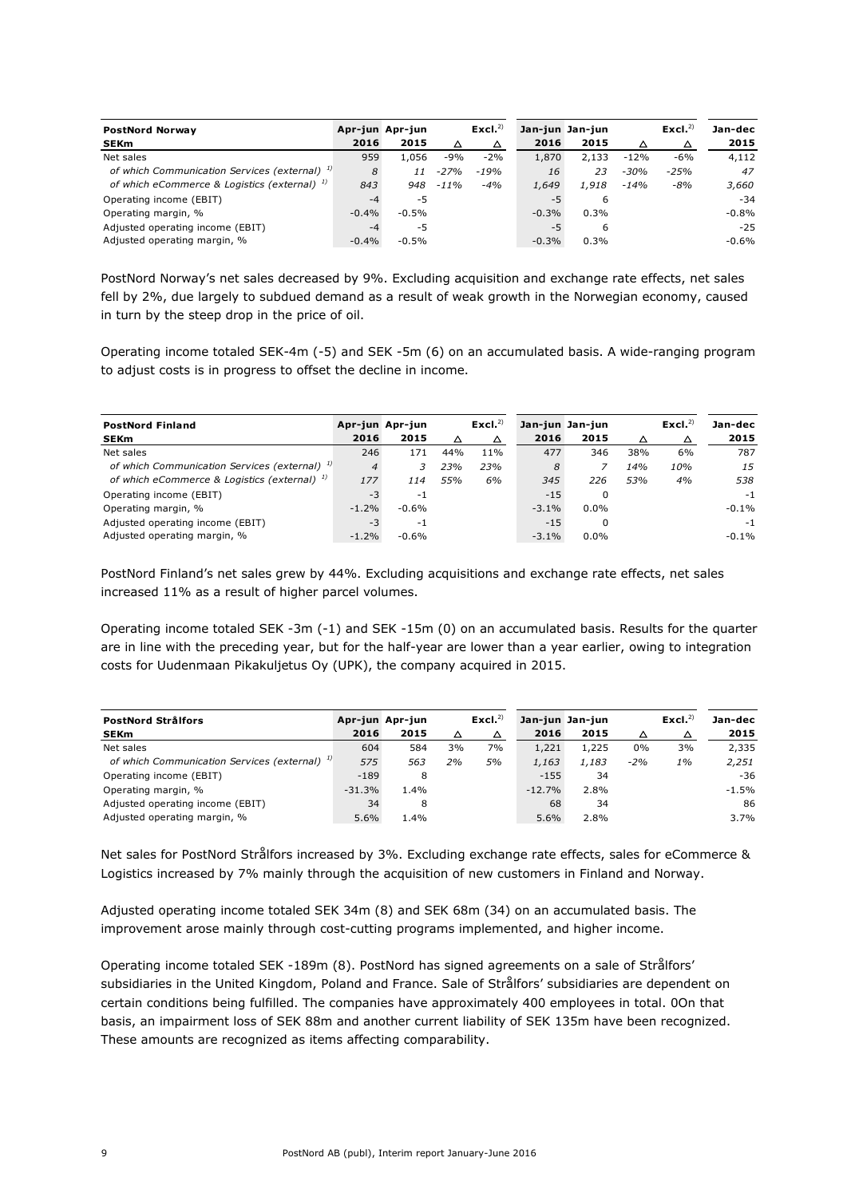| **PostNord Norway** | **Apr-jun** | **Apr-jun** | | **Excl.[2)]** | **Jan-jun** | **Jan-jun** | | **Excl.[2)]** | **Jan-dec** |
|---|---|---|---|---|---|---|---|---|---|
| **SEKm** | **2016** | **2015** | **Δ** | **Δ** | **2016** | **2015** | **Δ** | **Δ** | **2015** |
| Net sales | 959 | 1,056 | -9% | -2% | 1,870 | 2,133 | -12% | -6% | 4,112 |
| *of which Communication Services (external) [1)]* | *8* | *11* | *-27%* | *-19%* | *16* | *23* | *-30%* | *-25%* | *47* |
| *of which eCommerce & Logistics (external) [1)]* | *843* | *948* | *-11%* | *-4%* | *1,649* | *1,918* | *-14%* | *-8%* | *3,660* |
| Operating income (EBIT) | -4 | -5 | | | -5 | 6 | | | -34 |
| Operating margin, % | -0.4% | -0.5% | | | -0.3% | 0.3% | | | -0.8% |
| Adjusted operating income (EBIT) | -4 | -5 | | | -5 | 6 | | | -25 |
| Adjusted operating margin, % | -0.4% | -0.5% | | | -0.3% | 0.3% | | | -0.6% |

PostNord Norway's net sales decreased by 9%. Excluding acquisition and exchange rate effects, net sales fell by 2%, due largely to subdued demand as a result of weak growth in the Norwegian economy, caused in turn by the steep drop in the price of oil.

Operating income totaled SEK-4m (-5) and SEK -5m (6) on an accumulated basis. A wide-ranging program to adjust costs is in progress to offset the decline in income.

| **PostNord Finland** | **Apr-jun** | **Apr-jun** | | **Excl.[2)]** | **Jan-jun** | **Jan-jun** | | **Excl.[2)]** | **Jan-dec** |
|---|---|---|---|---|---|---|---|---|---|
| **SEKm** | **2016** | **2015** | **Δ** | **Δ** | **2016** | **2015** | **Δ** | **Δ** | **2015** |
| Net sales | 246 | 171 | 44% | 11% | 477 | 346 | 38% | 6% | 787 |
| *of which Communication Services (external) [1)]* | *4* | *3* | *23%* | *23%* | *8* | *7* | *14%* | *10%* | *15* |
| *of which eCommerce & Logistics (external) [1)]* | *177* | *114* | *55%* | *6%* | *345* | *226* | *53%* | *4%* | *538* |
| Operating income (EBIT) | -3 | -1 | | | -15 | 0 | | | -1 |
| Operating margin, % | -1.2% | -0.6% | | | -3.1% | 0.0% | | | -0.1% |
| Adjusted operating income (EBIT) | -3 | -1 | | | -15 | 0 | | | -1 |
| Adjusted operating margin, % | -1.2% | -0.6% | | | -3.1% | 0.0% | | | -0.1% |

PostNord Finland's net sales grew by 44%. Excluding acquisitions and exchange rate effects, net sales increased 11% as a result of higher parcel volumes.

Operating income totaled SEK -3m (-1) and SEK -15m (0) on an accumulated basis. Results for the quarter are in line with the preceding year, but for the half-year are lower than a year earlier, owing to integration costs for Uudenmaan Pikakuljetus Oy (UPK), the company acquired in 2015.

| **PostNord Strålfors** | **Apr-jun** | **Apr-jun** | | **Excl.[2)]** | **Jan-jun** | **Jan-jun** | | **Excl.[2)]** | **Jan-dec** |
|---|---|---|---|---|---|---|---|---|---|
| **SEKm** | **2016** | **2015** | **Δ** | **Δ** | **2016** | **2015** | **Δ** | **Δ** | **2015** |
| Net sales | 604 | 584 | 3% | 7% | 1,221 | 1,225 | 0% | 3% | 2,335 |
| *of which Communication Services (external) [1)]* | *575* | *563* | *2%* | *5%* | *1,163* | *1,183* | *-2%* | *1%* | *2,251* |
| Operating income (EBIT) | -189 | 8 | | | -155 | 34 | | | -36 |
| Operating margin, % | -31.3% | 1.4% | | | -12.7% | 2.8% | | | -1.5% |
| Adjusted operating income (EBIT) | 34 | 8 | | | 68 | 34 | | | 86 |
| Adjusted operating margin, % | 5.6% | 1.4% | | | 5.6% | 2.8% | | | 3.7% |

Net sales for PostNord Strålfors increased by 3%. Excluding exchange rate effects, sales for eCommerce & Logistics increased by 7% mainly through the acquisition of new customers in Finland and Norway.

Adjusted operating income totaled SEK 34m (8) and SEK 68m (34) on an accumulated basis. The improvement arose mainly through cost-cutting programs implemented, and higher income.

Operating income totaled SEK -189m (8). PostNord has signed agreements on a sale of Strålfors' subsidiaries in the United Kingdom, Poland and France. Sale of Strålfors' subsidiaries are dependent on certain conditions being fulfilled. The companies have approximately 400 employees in total. 0On that basis, an impairment loss of SEK 88m and another current liability of SEK 135m have been recognized. These amounts are recognized as items affecting comparability.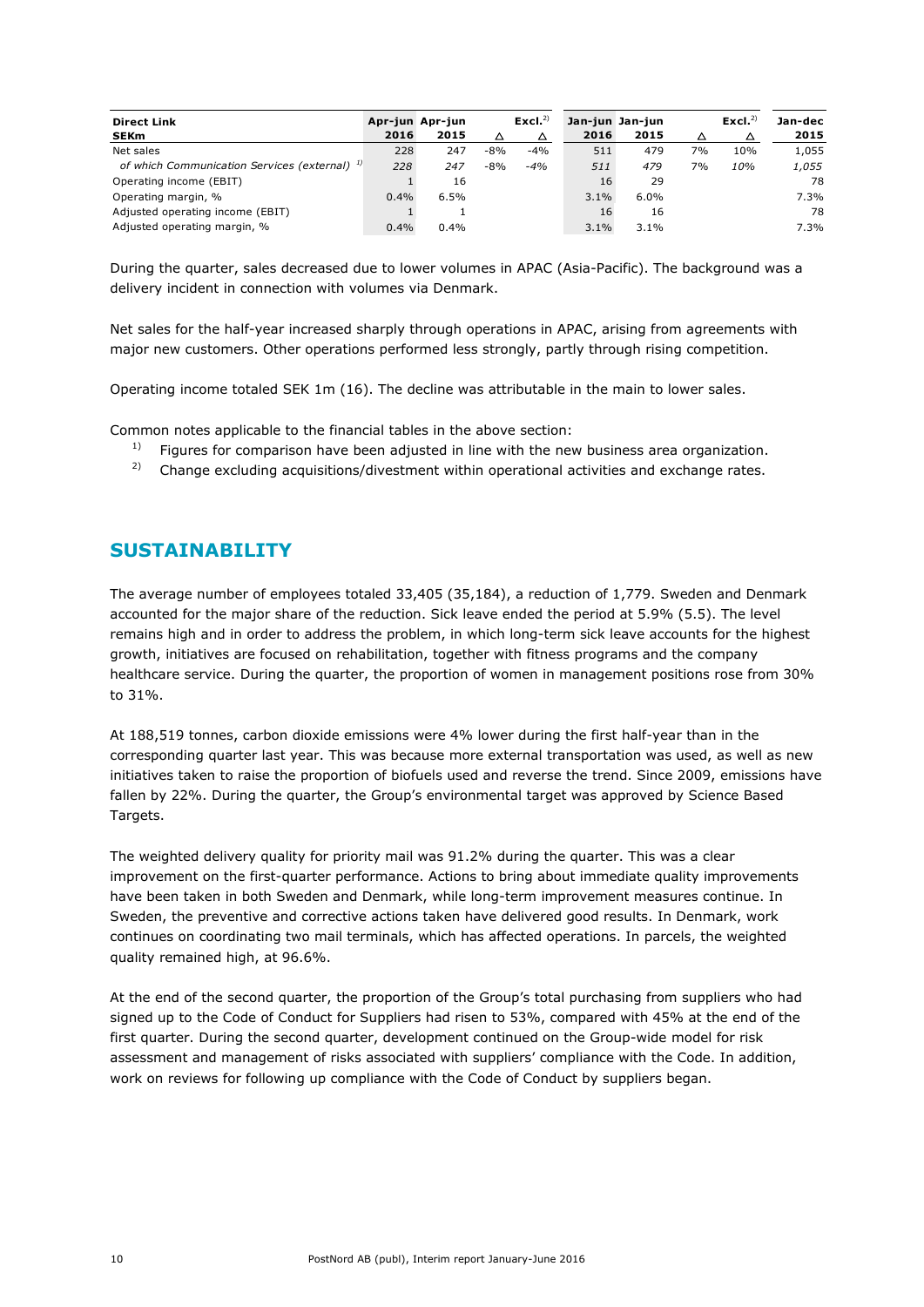| Direct Link<br>SEKm | Apr-jun<br>2016 | Apr-jun<br>2015 | Δ | Excl.[2]<br>Δ | Jan-jun<br>2016 | Jan-jun<br>2015 | Δ | Excl.[2]<br>Δ | Jan-dec<br>2015 |
|---|---|---|---|---|---|---|---|---|---|
| Net sales | 228 | 247 | -8% | -4% | 511 | 479 | 7% | 10% | 1,055 |
| *of which Communication Services (external)* [1] | *228* | *247* | *-8%* | *-4%* | *511* | *479* | *7%* | *10%* | *1,055* |
| Operating income (EBIT) | 1 | 16 | | | 16 | 29 | | | 78 |
| Operating margin, % | 0.4% | 6.5% | | | 3.1% | 6.0% | | | 7.3% |
| Adjusted operating income (EBIT) | 1 | 1 | | | 16 | 16 | | | 78 |
| Adjusted operating margin, % | 0.4% | 0.4% | | | 3.1% | 3.1% | | | 7.3% |

During the quarter, sales decreased due to lower volumes in APAC (Asia-Pacific). The background was a delivery incident in connection with volumes via Denmark.

Net sales for the half-year increased sharply through operations in APAC, arising from agreements with major new customers. Other operations performed less strongly, partly through rising competition.

Operating income totaled SEK 1m (16). The decline was attributable in the main to lower sales.

Common notes applicable to the financial tables in the above section:

[1] Figures for comparison have been adjusted in line with the new business area organization.

[2] Change excluding acquisitions/divestment within operational activities and exchange rates.

## SUSTAINABILITY

The average number of employees totaled 33,405 (35,184), a reduction of 1,779. Sweden and Denmark accounted for the major share of the reduction. Sick leave ended the period at 5.9% (5.5). The level remains high and in order to address the problem, in which long-term sick leave accounts for the highest growth, initiatives are focused on rehabilitation, together with fitness programs and the company healthcare service. During the quarter, the proportion of women in management positions rose from 30% to 31%.

At 188,519 tonnes, carbon dioxide emissions were 4% lower during the first half-year than in the corresponding quarter last year. This was because more external transportation was used, as well as new initiatives taken to raise the proportion of biofuels used and reverse the trend. Since 2009, emissions have fallen by 22%. During the quarter, the Group's environmental target was approved by Science Based Targets.

The weighted delivery quality for priority mail was 91.2% during the quarter. This was a clear improvement on the first-quarter performance. Actions to bring about immediate quality improvements have been taken in both Sweden and Denmark, while long-term improvement measures continue. In Sweden, the preventive and corrective actions taken have delivered good results. In Denmark, work continues on coordinating two mail terminals, which has affected operations. In parcels, the weighted quality remained high, at 96.6%.

At the end of the second quarter, the proportion of the Group's total purchasing from suppliers who had signed up to the Code of Conduct for Suppliers had risen to 53%, compared with 45% at the end of the first quarter. During the second quarter, development continued on the Group-wide model for risk assessment and management of risks associated with suppliers' compliance with the Code. In addition, work on reviews for following up compliance with the Code of Conduct by suppliers began.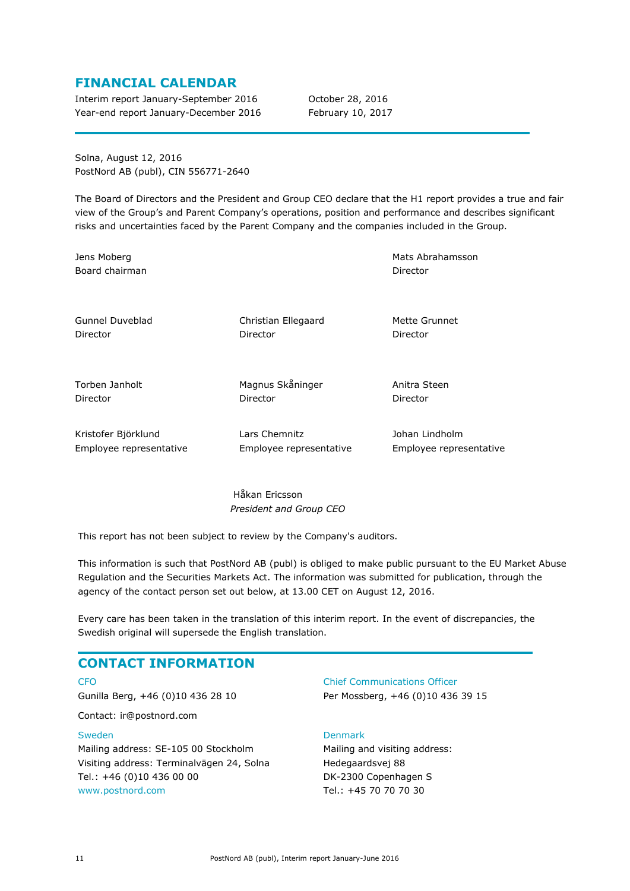## FINANCIAL CALENDAR

| | |
|---|---|
| Interim report January-September 2016 | October 28, 2016 |
| Year-end report January-December 2016 | February 10, 2017 |

Solna, August 12, 2016
PostNord AB (publ), CIN 556771-2640

The Board of Directors and the President and Group CEO declare that the H1 report provides a true and fair view of the Group's and Parent Company's operations, position and performance and describes significant risks and uncertainties faced by the Parent Company and the companies included in the Group.

Jens Moberg
Board chairman

Mats Abrahamsson
Director

Gunnel Duveblad
Director

Christian Ellegaard
Director

Mette Grunnet
Director

Torben Janholt
Director

Magnus Skåninger
Director

Anitra Steen
Director

Kristofer Björklund
Employee representative

Lars Chemnitz
Employee representative

Johan Lindholm
Employee representative

Håkan Ericsson
*President and Group CEO*

This report has not been subject to review by the Company's auditors.

This information is such that PostNord AB (publ) is obliged to make public pursuant to the EU Market Abuse Regulation and the Securities Markets Act. The information was submitted for publication, through the agency of the contact person set out below, at 13.00 CET on August 12, 2016.

Every care has been taken in the translation of this interim report. In the event of discrepancies, the Swedish original will supersede the English translation.

## CONTACT INFORMATION

CFO
Gunilla Berg, +46 (0)10 436 28 10

Contact: ir@postnord.com

Chief Communications Officer
Per Mossberg, +46 (0)10 436 39 15

Sweden
Mailing address: SE-105 00 Stockholm
Visiting address: Terminalvägen 24, Solna
Tel.: +46 (0)10 436 00 00
www.postnord.com

Denmark
Mailing and visiting address:
Hedegaardsvej 88
DK-2300 Copenhagen S
Tel.: +45 70 70 70 30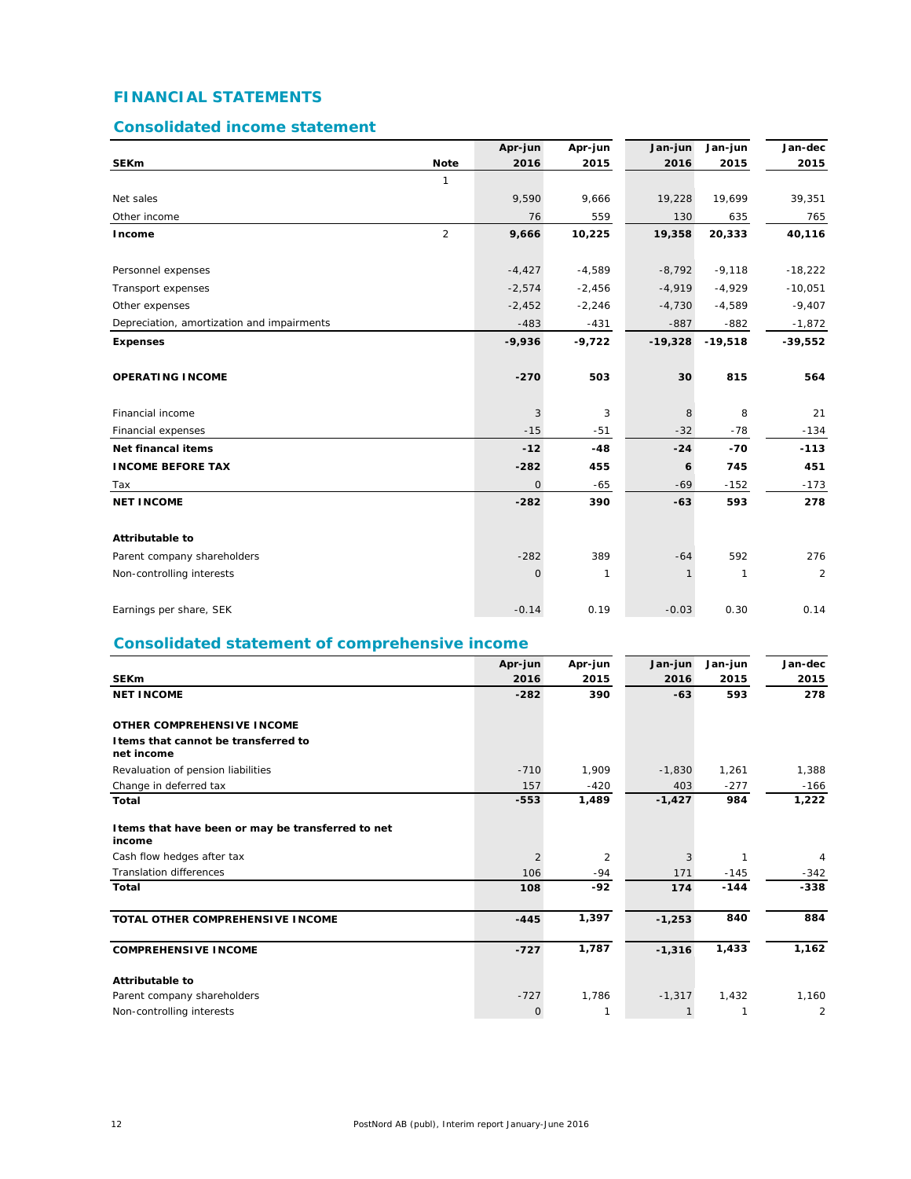## FINANCIAL STATEMENTS

### Consolidated income statement

| SEKm | Note | Apr-jun 2016 | Apr-jun 2015 | Jan-jun 2016 | Jan-jun 2015 | Jan-dec 2015 |
|---|---|---|---|---|---|---|
| | 1 | | | | | |
| Net sales | | 9,590 | 9,666 | 19,228 | 19,699 | 39,351 |
| Other income | | 76 | 559 | 130 | 635 | 765 |
| **Income** | 2 | **9,666** | **10,225** | **19,358** | **20,333** | **40,116** |
| | | | | | | |
| Personnel expenses | | -4,427 | -4,589 | -8,792 | -9,118 | -18,222 |
| Transport expenses | | -2,574 | -2,456 | -4,919 | -4,929 | -10,051 |
| Other expenses | | -2,452 | -2,246 | -4,730 | -4,589 | -9,407 |
| Depreciation, amortization and impairments | | -483 | -431 | -887 | -882 | -1,872 |
| **Expenses** | | **-9,936** | **-9,722** | **-19,328** | **-19,518** | **-39,552** |
| | | | | | | |
| **OPERATING INCOME** | | **-270** | **503** | **30** | **815** | **564** |
| | | | | | | |
| Financial income | | 3 | 3 | 8 | 8 | 21 |
| Financial expenses | | -15 | -51 | -32 | -78 | -134 |
| **Net financal items** | | **-12** | **-48** | **-24** | **-70** | **-113** |
| **INCOME BEFORE TAX** | | **-282** | **455** | **6** | **745** | **451** |
| Tax | | 0 | -65 | -69 | -152 | -173 |
| **NET INCOME** | | **-282** | **390** | **-63** | **593** | **278** |
| | | | | | | |
| **Attributable to** | | | | | | |
| Parent company shareholders | | -282 | 389 | -64 | 592 | 276 |
| Non-controlling interests | | 0 | 1 | 1 | 1 | 2 |
| | | | | | | |
| Earnings per share, SEK | | -0.14 | 0.19 | -0.03 | 0.30 | 0.14 |

### Consolidated statement of comprehensive income

| SEKm | Apr-jun 2016 | Apr-jun 2015 | Jan-jun 2016 | Jan-jun 2015 | Jan-dec 2015 |
|---|---|---|---|---|---|
| **NET INCOME** | **-282** | **390** | **-63** | **593** | **278** |
| | | | | | |
| **OTHER COMPREHENSIVE INCOME** | | | | | |
| **Items that cannot be transferred to net income** | | | | | |
| Revaluation of pension liabilities | -710 | 1,909 | -1,830 | 1,261 | 1,388 |
| Change in deferred tax | 157 | -420 | 403 | -277 | -166 |
| **Total** | **-553** | **1,489** | **-1,427** | **984** | **1,222** |
| | | | | | |
| **Items that have been or may be transferred to net income** | | | | | |
| Cash flow hedges after tax | 2 | 2 | 3 | 1 | 4 |
| Translation differences | 106 | -94 | 171 | -145 | -342 |
| **Total** | **108** | **-92** | **174** | **-144** | **-338** |
| | | | | | |
| **TOTAL OTHER COMPREHENSIVE INCOME** | **-445** | **1,397** | **-1,253** | **840** | **884** |
| | | | | | |
| **COMPREHENSIVE INCOME** | **-727** | **1,787** | **-1,316** | **1,433** | **1,162** |
| | | | | | |
| **Attributable to** | | | | | |
| Parent company shareholders | -727 | 1,786 | -1,317 | 1,432 | 1,160 |
| Non-controlling interests | 0 | 1 | 1 | 1 | 2 |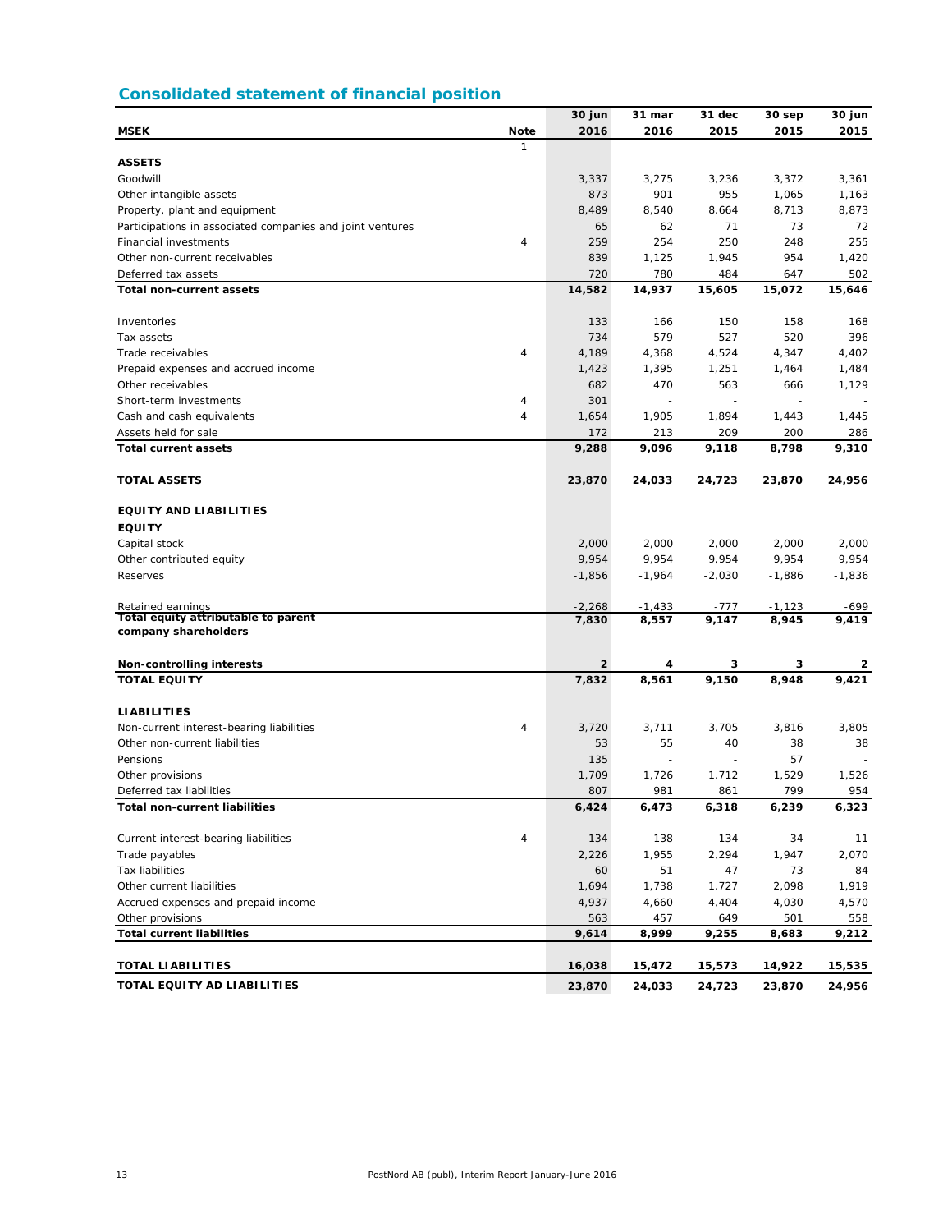## Consolidated statement of financial position

| MSEK | Note | 30 jun 2016 | 31 mar 2016 | 31 dec 2015 | 30 sep 2015 | 30 jun 2015 |
|---|---|---|---|---|---|---|
| | 1 | | | | | |
| **ASSETS** | | | | | | |
| Goodwill | | 3,337 | 3,275 | 3,236 | 3,372 | 3,361 |
| Other intangible assets | | 873 | 901 | 955 | 1,065 | 1,163 |
| Property, plant and equipment | | 8,489 | 8,540 | 8,664 | 8,713 | 8,873 |
| Participations in associated companies and joint ventures | | 65 | 62 | 71 | 73 | 72 |
| Financial investments | 4 | 259 | 254 | 250 | 248 | 255 |
| Other non-current receivables | | 839 | 1,125 | 1,945 | 954 | 1,420 |
| Deferred tax assets | | 720 | 780 | 484 | 647 | 502 |
| **Total non-current assets** | | **14,582** | **14,937** | **15,605** | **15,072** | **15,646** |
| | | | | | | |
| Inventories | | 133 | 166 | 150 | 158 | 168 |
| Tax assets | | 734 | 579 | 527 | 520 | 396 |
| Trade receivables | 4 | 4,189 | 4,368 | 4,524 | 4,347 | 4,402 |
| Prepaid expenses and accrued income | | 1,423 | 1,395 | 1,251 | 1,464 | 1,484 |
| Other receivables | | 682 | 470 | 563 | 666 | 1,129 |
| Short-term investments | 4 | 301 | - | - | - | - |
| Cash and cash equivalents | 4 | 1,654 | 1,905 | 1,894 | 1,443 | 1,445 |
| Assets held for sale | | 172 | 213 | 209 | 200 | 286 |
| **Total current assets** | | **9,288** | **9,096** | **9,118** | **8,798** | **9,310** |
| | | | | | | |
| **TOTAL ASSETS** | | **23,870** | **24,033** | **24,723** | **23,870** | **24,956** |
| | | | | | | |
| **EQUITY AND LIABILITIES** | | | | | | |
| **EQUITY** | | | | | | |
| Capital stock | | 2,000 | 2,000 | 2,000 | 2,000 | 2,000 |
| Other contributed equity | | 9,954 | 9,954 | 9,954 | 9,954 | 9,954 |
| Reserves | | -1,856 | -1,964 | -2,030 | -1,886 | -1,836 |
| Retained earnings | | -2,268 | -1,433 | -777 | -1,123 | -699 |
| **Total equity attributable to parent company shareholders** | | **7,830** | **8,557** | **9,147** | **8,945** | **9,419** |
| | | | | | | |
| **Non-controlling interests** | | **2** | **4** | **3** | **3** | **2** |
| **TOTAL EQUITY** | | **7,832** | **8,561** | **9,150** | **8,948** | **9,421** |
| | | | | | | |
| **LIABILITIES** | | | | | | |
| Non-current interest-bearing liabilities | 4 | 3,720 | 3,711 | 3,705 | 3,816 | 3,805 |
| Other non-current liabilities | | 53 | 55 | 40 | 38 | 38 |
| Pensions | | 135 | - | - | 57 | - |
| Other provisions | | 1,709 | 1,726 | 1,712 | 1,529 | 1,526 |
| Deferred tax liabilities | | 807 | 981 | 861 | 799 | 954 |
| **Total non-current liabilities** | | **6,424** | **6,473** | **6,318** | **6,239** | **6,323** |
| | | | | | | |
| Current interest-bearing liabilities | 4 | 134 | 138 | 134 | 34 | 11 |
| Trade payables | | 2,226 | 1,955 | 2,294 | 1,947 | 2,070 |
| Tax liabilities | | 60 | 51 | 47 | 73 | 84 |
| Other current liabilities | | 1,694 | 1,738 | 1,727 | 2,098 | 1,919 |
| Accrued expenses and prepaid income | | 4,937 | 4,660 | 4,404 | 4,030 | 4,570 |
| Other provisions | | 563 | 457 | 649 | 501 | 558 |
| **Total current liabilities** | | **9,614** | **8,999** | **9,255** | **8,683** | **9,212** |
| | | | | | | |
| **TOTAL LIABILITIES** | | **16,038** | **15,472** | **15,573** | **14,922** | **15,535** |
| **TOTAL EQUITY AD LIABILITIES** | | **23,870** | **24,033** | **24,723** | **23,870** | **24,956** |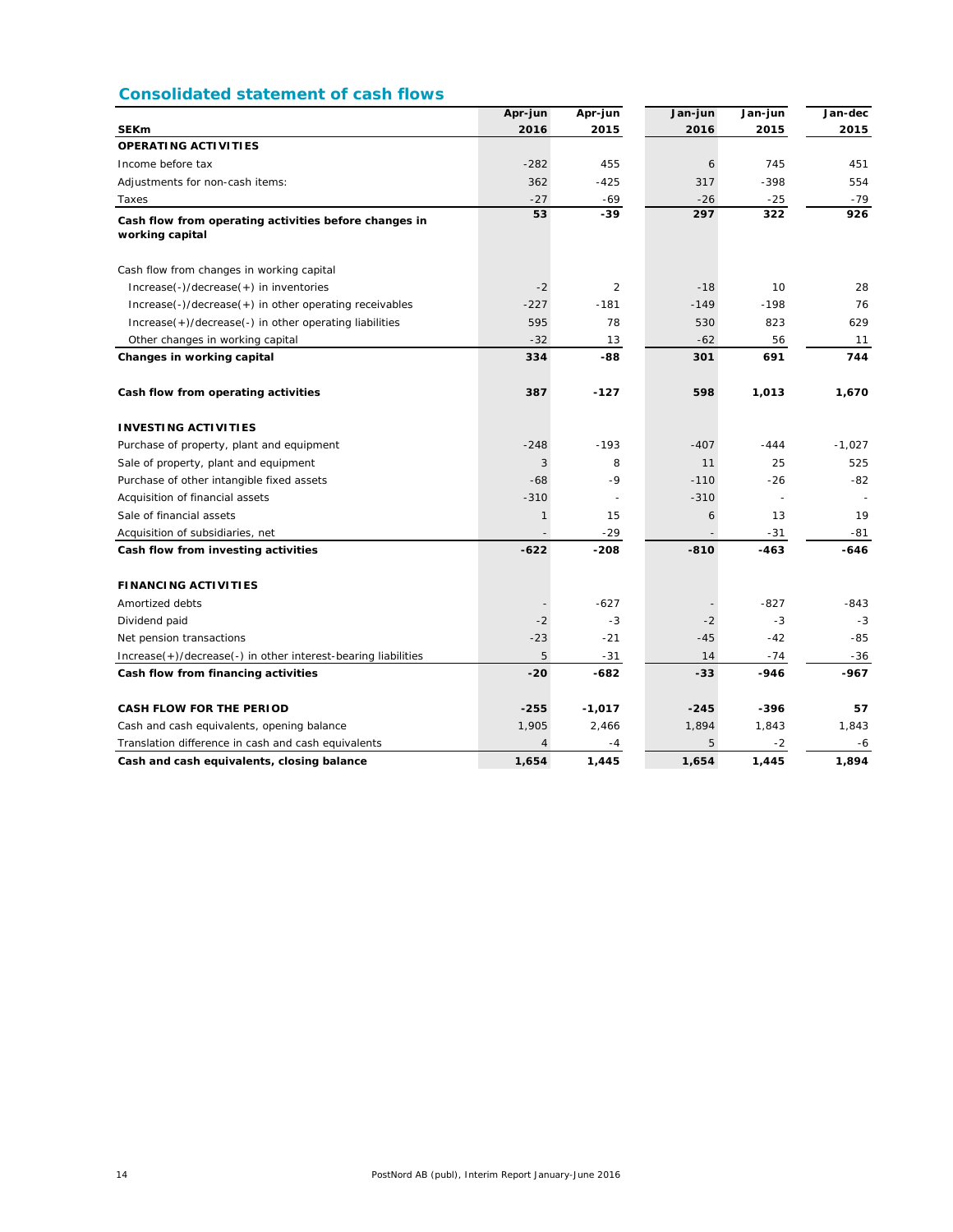## Consolidated statement of cash flows

| SEKm | Apr-jun 2016 | Apr-jun 2015 | Jan-jun 2016 | Jan-jun 2015 | Jan-dec 2015 |
|---|---|---|---|---|---|
| **OPERATING ACTIVITIES** | | | | | |
| Income before tax | -282 | 455 | 6 | 745 | 451 |
| Adjustments for non-cash items: | 362 | -425 | 317 | -398 | 554 |
| Taxes | -27 | -69 | -26 | -25 | -79 |
| **Cash flow from operating activities before changes in working capital** | **53** | **-39** | **297** | **322** | **926** |
| Cash flow from changes in working capital | | | | | |
| Increase(-)/decrease(+) in inventories | -2 | 2 | -18 | 10 | 28 |
| Increase(-)/decrease(+) in other operating receivables | -227 | -181 | -149 | -198 | 76 |
| Increase(+)/decrease(-) in other operating liabilities | 595 | 78 | 530 | 823 | 629 |
| Other changes in working capital | -32 | 13 | -62 | 56 | 11 |
| **Changes in working capital** | **334** | **-88** | **301** | **691** | **744** |
| **Cash flow from operating activities** | **387** | **-127** | **598** | **1,013** | **1,670** |
| **INVESTING ACTIVITIES** | | | | | |
| Purchase of property, plant and equipment | -248 | -193 | -407 | -444 | -1,027 |
| Sale of property, plant and equipment | 3 | 8 | 11 | 25 | 525 |
| Purchase of other intangible fixed assets | -68 | -9 | -110 | -26 | -82 |
| Acquisition of financial assets | -310 | - | -310 | - | - |
| Sale of financial assets | 1 | 15 | 6 | 13 | 19 |
| Acquisition of subsidiaries, net | - | -29 | - | -31 | -81 |
| **Cash flow from investing activities** | **-622** | **-208** | **-810** | **-463** | **-646** |
| **FINANCING ACTIVITIES** | | | | | |
| Amortized debts | - | -627 | - | -827 | -843 |
| Dividend paid | -2 | -3 | -2 | -3 | -3 |
| Net pension transactions | -23 | -21 | -45 | -42 | -85 |
| Increase(+)/decrease(-) in other interest-bearing liabilities | 5 | -31 | 14 | -74 | -36 |
| **Cash flow from financing activities** | **-20** | **-682** | **-33** | **-946** | **-967** |
| **CASH FLOW FOR THE PERIOD** | **-255** | **-1,017** | **-245** | **-396** | **57** |
| Cash and cash equivalents, opening balance | 1,905 | 2,466 | 1,894 | 1,843 | 1,843 |
| Translation difference in cash and cash equivalents | 4 | -4 | 5 | -2 | -6 |
| **Cash and cash equivalents, closing balance** | **1,654** | **1,445** | **1,654** | **1,445** | **1,894** |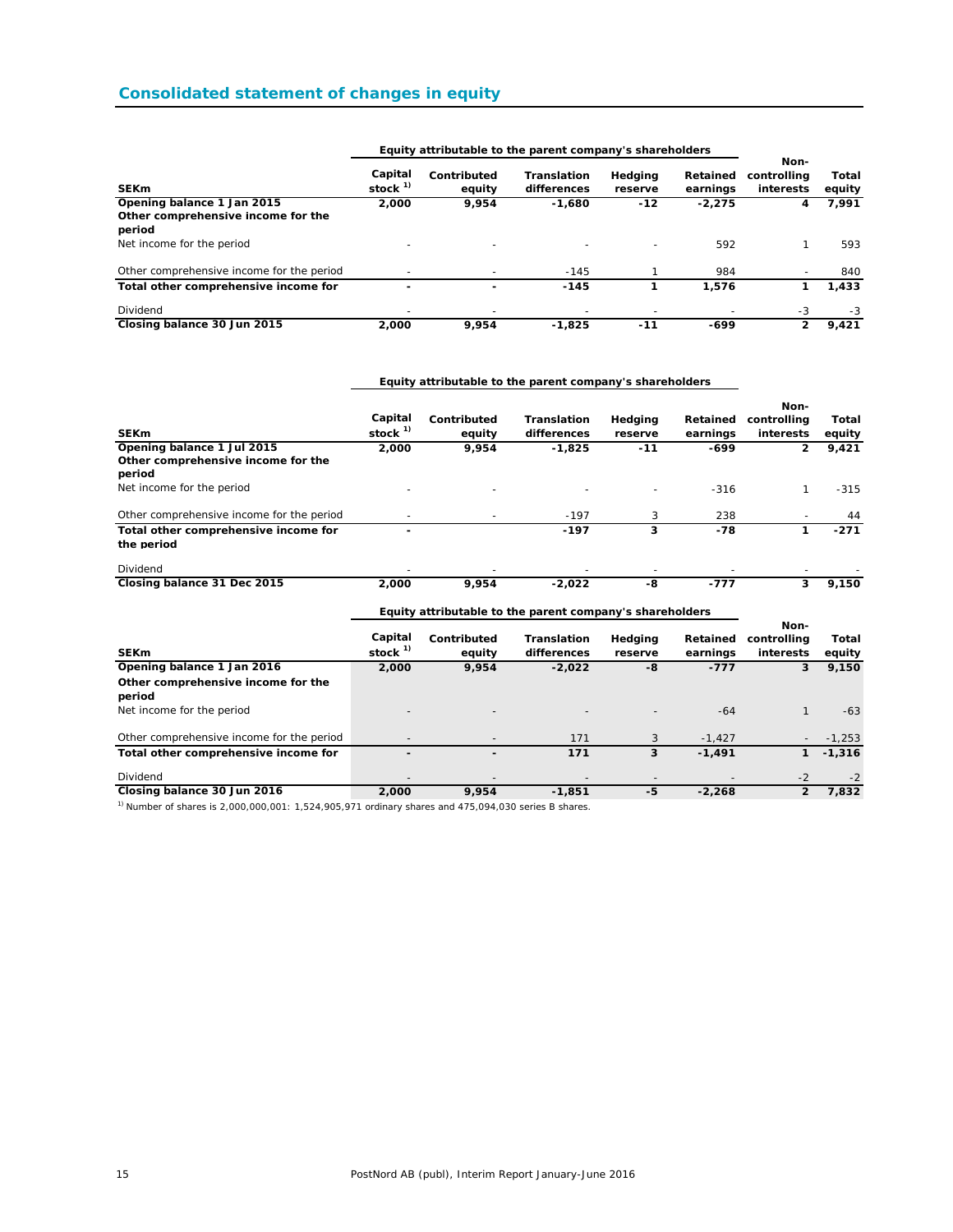## Consolidated statement of changes in equity

| SEKm | Equity attributable to the parent company's shareholders | | | | | Non-controlling interests | Total equity |
|---|---|---|---|---|---|---|---|
| | Capital stock [1] | Contributed equity | Translation differences | Hedging reserve | Retained earnings | | |
| **Opening balance 1 Jan 2015** | **2,000** | **9,954** | **-1,680** | **-12** | **-2,275** | **4** | **7,991** |
| **Other comprehensive income for the period** | | | | | | | |
| Net income for the period | - | - | - | - | 592 | 1 | 593 |
| Other comprehensive income for the period | - | - | -145 | 1 | 984 | - | 840 |
| **Total other comprehensive income for** | **-** | **-** | **-145** | **1** | **1,576** | **1** | **1,433** |
| Dividend | - | - | - | - | - | -3 | -3 |
| **Closing balance 30 Jun 2015** | **2,000** | **9,954** | **-1,825** | **-11** | **-699** | **2** | **9,421** |

| SEKm | Equity attributable to the parent company's shareholders | | | | | Non-controlling interests | Total equity |
|---|---|---|---|---|---|---|---|
| | Capital stock [1] | Contributed equity | Translation differences | Hedging reserve | Retained earnings | | |
| **Opening balance 1 Jul 2015** | **2,000** | **9,954** | **-1,825** | **-11** | **-699** | **2** | **9,421** |
| **Other comprehensive income for the period** | | | | | | | |
| Net income for the period | - | - | - | - | -316 | 1 | -315 |
| Other comprehensive income for the period | - | - | -197 | 3 | 238 | - | 44 |
| **Total other comprehensive income for the period** | **-** | | **-197** | **3** | **-78** | **1** | **-271** |
| Dividend | - | - | - | - | - | - | - |
| **Closing balance 31 Dec 2015** | **2,000** | **9,954** | **-2,022** | **-8** | **-777** | **3** | **9,150** |

| SEKm | Equity attributable to the parent company's shareholders | | | | | Non-controlling interests | Total equity |
|---|---|---|---|---|---|---|---|
| | Capital stock [1] | Contributed equity | Translation differences | Hedging reserve | Retained earnings | | |
| **Opening balance 1 Jan 2016** | **2,000** | **9,954** | **-2,022** | **-8** | **-777** | **3** | **9,150** |
| **Other comprehensive income for the period** | | | | | | | |
| Net income for the period | - | - | - | - | -64 | 1 | -63 |
| Other comprehensive income for the period | - | - | 171 | 3 | -1,427 | - | -1,253 |
| **Total other comprehensive income for** | **-** | **-** | **171** | **3** | **-1,491** | **1** | **-1,316** |
| Dividend | - | - | - | - | - | -2 | -2 |
| **Closing balance 30 Jun 2016** | **2,000** | **9,954** | **-1,851** | **-5** | **-2,268** | **2** | **7,832** |

[1] Number of shares is 2,000,000,001: 1,524,905,971 ordinary shares and 475,094,030 series B shares.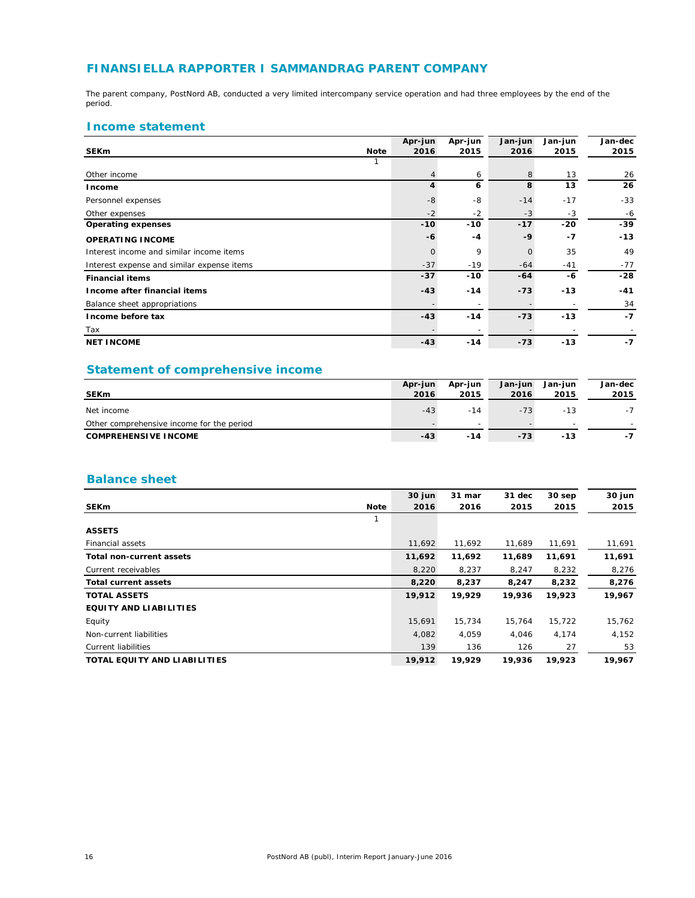# FINANSIELLA RAPPORTER I SAMMANDRAG PARENT COMPANY

The parent company, PostNord AB, conducted a very limited intercompany service operation and had three employees by the end of the period.

## Income statement

| SEKm | Note | Apr-jun 2016 | Apr-jun 2015 | Jan-jun 2016 | Jan-jun 2015 | Jan-dec 2015 |
|---|---|---|---|---|---|---|
| | 1 | | | | | |
| Other income | | 4 | 6 | 8 | 13 | 26 |
| **Income** | | **4** | **6** | **8** | **13** | **26** |
| Personnel expenses | | -8 | -8 | -14 | -17 | -33 |
| Other expenses | | -2 | -2 | -3 | -3 | -6 |
| **Operating expenses** | | **-10** | **-10** | **-17** | **-20** | **-39** |
| **OPERATING INCOME** | | **-6** | **-4** | **-9** | **-7** | **-13** |
| Interest income and similar income items | | 0 | 9 | 0 | 35 | 49 |
| Interest expense and similar expense items | | -37 | -19 | -64 | -41 | -77 |
| **Financial items** | | **-37** | **-10** | **-64** | **-6** | **-28** |
| **Income after financial items** | | **-43** | **-14** | **-73** | **-13** | **-41** |
| Balance sheet appropriations | | - | - | - | - | 34 |
| **Income before tax** | | **-43** | **-14** | **-73** | **-13** | **-7** |
| Tax | | - | - | - | - | - |
| **NET INCOME** | | **-43** | **-14** | **-73** | **-13** | **-7** |

## Statement of comprehensive income

| SEKm | Apr-jun 2016 | Apr-jun 2015 | Jan-jun 2016 | Jan-jun 2015 | Jan-dec 2015 |
|---|---|---|---|---|---|
| Net income | -43 | -14 | -73 | -13 | -7 |
| Other comprehensive income for the period | - | - | - | - | - |
| **COMPREHENSIVE INCOME** | **-43** | **-14** | **-73** | **-13** | **-7** |

## Balance sheet

| SEKm | Note | 30 jun 2016 | 31 mar 2016 | 31 dec 2015 | 30 sep 2015 | 30 jun 2015 |
|---|---|---|---|---|---|---|
| | 1 | | | | | |
| **ASSETS** | | | | | | |
| Financial assets | | 11,692 | 11,692 | 11,689 | 11,691 | 11,691 |
| **Total non-current assets** | | **11,692** | **11,692** | **11,689** | **11,691** | **11,691** |
| Current receivables | | 8,220 | 8,237 | 8,247 | 8,232 | 8,276 |
| **Total current assets** | | **8,220** | **8,237** | **8,247** | **8,232** | **8,276** |
| **TOTAL ASSETS** | | **19,912** | **19,929** | **19,936** | **19,923** | **19,967** |
| **EQUITY AND LIABILITIES** | | | | | | |
| Equity | | 15,691 | 15,734 | 15,764 | 15,722 | 15,762 |
| Non-current liabilities | | 4,082 | 4,059 | 4,046 | 4,174 | 4,152 |
| Current liabilities | | 139 | 136 | 126 | 27 | 53 |
| **TOTAL EQUITY AND LIABILITIES** | | **19,912** | **19,929** | **19,936** | **19,923** | **19,967** |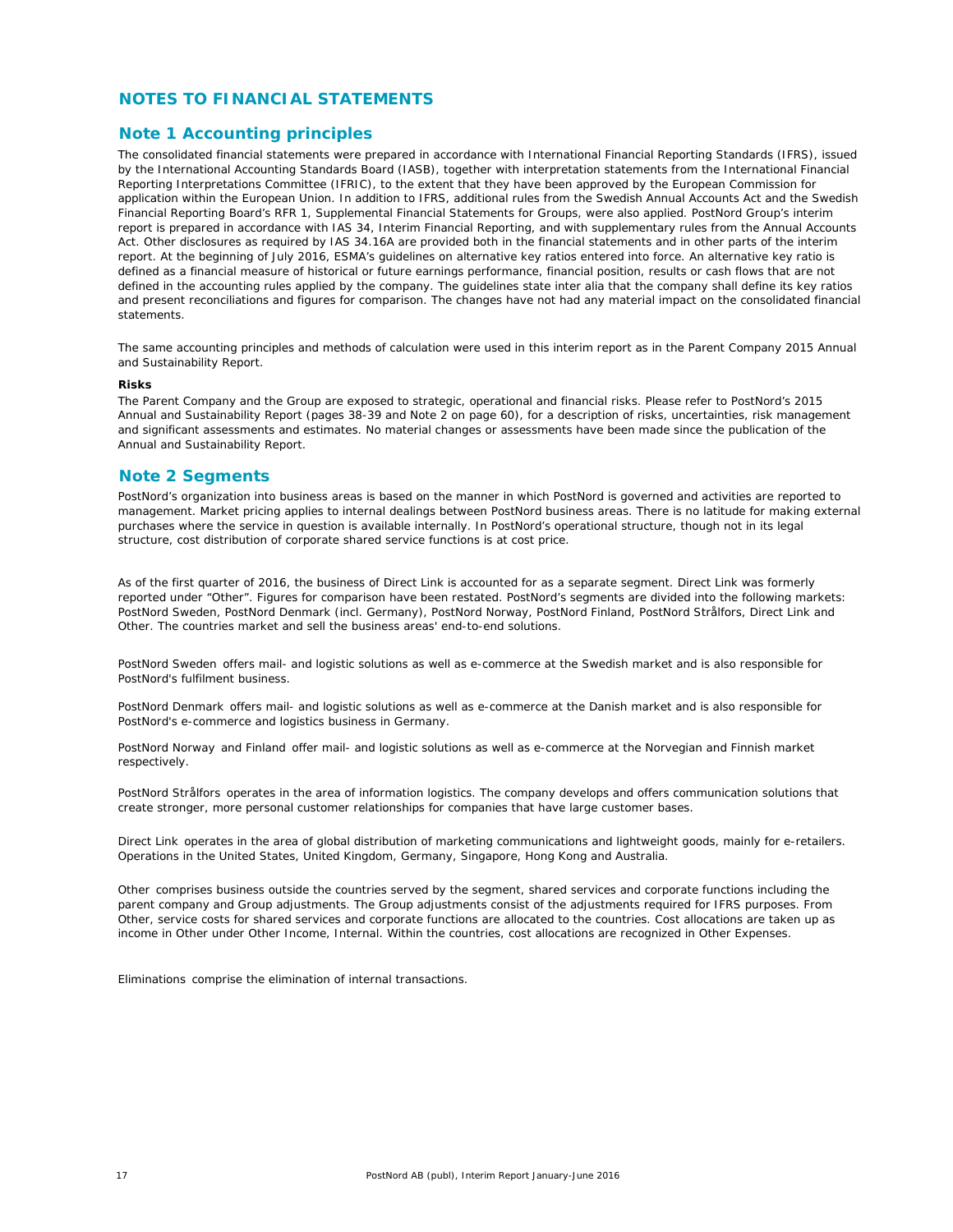# NOTES TO FINANCIAL STATEMENTS

## Note 1 Accounting principles

The consolidated financial statements were prepared in accordance with International Financial Reporting Standards (IFRS), issued by the International Accounting Standards Board (IASB), together with interpretation statements from the International Financial Reporting Interpretations Committee (IFRIC), to the extent that they have been approved by the European Commission for application within the European Union. In addition to IFRS, additional rules from the Swedish Annual Accounts Act and the Swedish Financial Reporting Board's RFR 1, Supplemental Financial Statements for Groups, were also applied. PostNord Group's interim report is prepared in accordance with IAS 34, Interim Financial Reporting, and with supplementary rules from the Annual Accounts Act. Other disclosures as required by IAS 34.16A are provided both in the financial statements and in other parts of the interim report. At the beginning of July 2016, ESMA's guidelines on alternative key ratios entered into force. An alternative key ratio is defined as a financial measure of historical or future earnings performance, financial position, results or cash flows that are not defined in the accounting rules applied by the company. The guidelines state inter alia that the company shall define its key ratios and present reconciliations and figures for comparison. The changes have not had any material impact on the consolidated financial statements.

The same accounting principles and methods of calculation were used in this interim report as in the Parent Company 2015 Annual and Sustainability Report.

**Risks**

The Parent Company and the Group are exposed to strategic, operational and financial risks. Please refer to PostNord's 2015 Annual and Sustainability Report (pages 38-39 and Note 2 on page 60), for a description of risks, uncertainties, risk management and significant assessments and estimates. No material changes or assessments have been made since the publication of the Annual and Sustainability Report.

## Note 2 Segments

PostNord's organization into business areas is based on the manner in which PostNord is governed and activities are reported to management. Market pricing applies to internal dealings between PostNord business areas. There is no latitude for making external purchases where the service in question is available internally. In PostNord's operational structure, though not in its legal structure, cost distribution of corporate shared service functions is at cost price.

As of the first quarter of 2016, the business of Direct Link is accounted for as a separate segment. Direct Link was formerly reported under "Other". Figures for comparison have been restated. PostNord's segments are divided into the following markets: PostNord Sweden, PostNord Denmark (incl. Germany), PostNord Norway, PostNord Finland, PostNord Strålfors, Direct Link and Other. The countries market and sell the business areas' end-to-end solutions.

*PostNord Sweden* offers mail- and logistic solutions as well as e-commerce at the Swedish market and is also responsible for PostNord's fulfilment business.

*PostNord Denmark* offers mail- and logistic solutions as well as e-commerce at the Danish market and is also responsible for PostNord's e-commerce and logistics business in Germany.

*PostNord Norway* and *Finland* offer mail- and logistic solutions as well as e-commerce at the Norvegian and Finnish market respectively.

*PostNord Strålfors* operates in the area of information logistics. The company develops and offers communication solutions that create stronger, more personal customer relationships for companies that have large customer bases.

*Direct Link* operates in the area of global distribution of marketing communications and lightweight goods, mainly for e-retailers. Operations in the United States, United Kingdom, Germany, Singapore, Hong Kong and Australia.

*Other* comprises business outside the countries served by the segment, shared services and corporate functions including the parent company and Group adjustments. The Group adjustments consist of the adjustments required for IFRS purposes. From Other, service costs for shared services and corporate functions are allocated to the countries. Cost allocations are taken up as income in Other under Other Income, Internal. Within the countries, cost allocations are recognized in Other Expenses.

*Eliminations* comprise the elimination of internal transactions.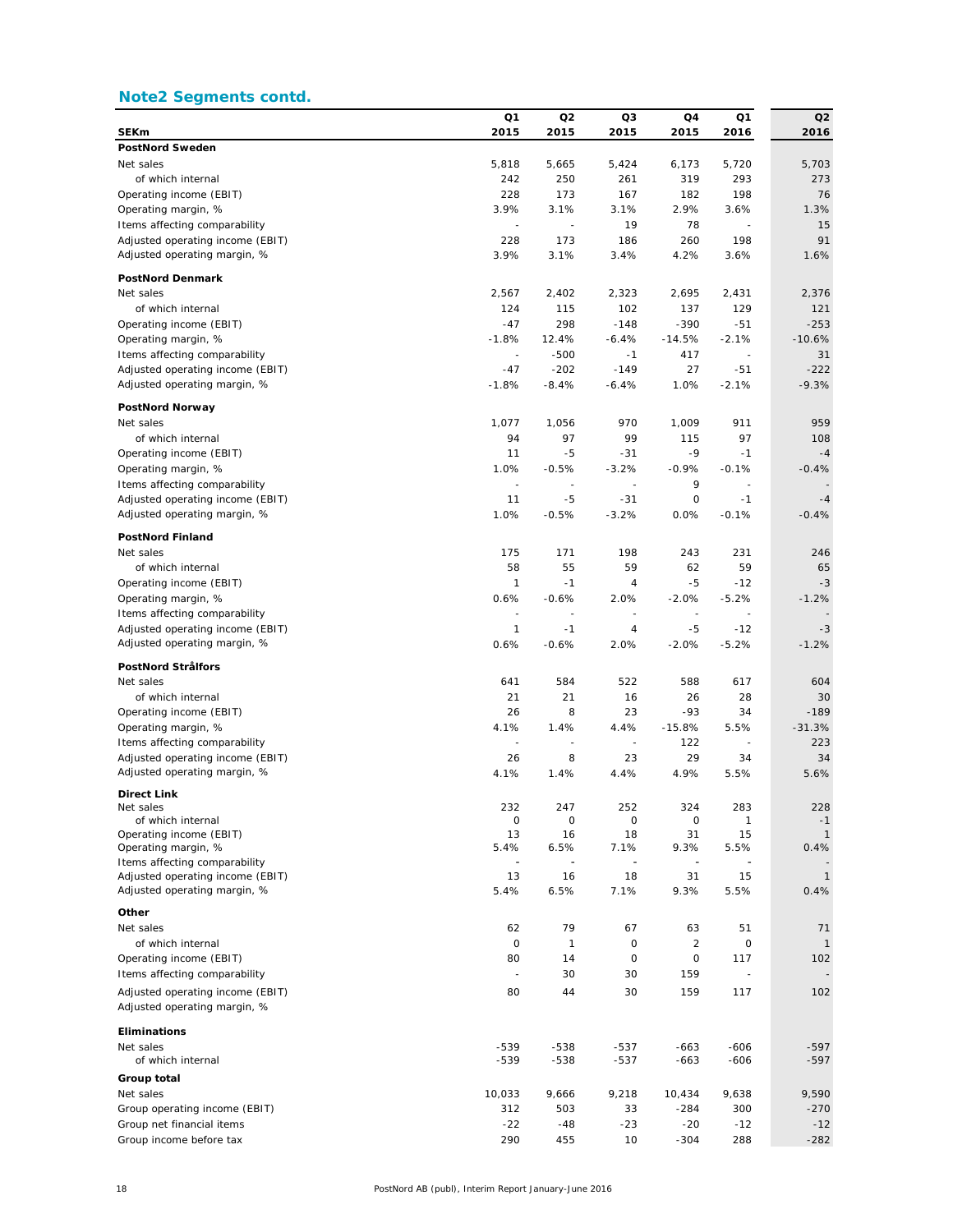## Note2 Segments contd.

| SEKm | Q1 2015 | Q2 2015 | Q3 2015 | Q4 2015 | Q1 2016 | Q2 2016 |
|---|---|---|---|---|---|---|
| **PostNord Sweden** | | | | | | |
| Net sales | 5,818 | 5,665 | 5,424 | 6,173 | 5,720 | 5,703 |
| of which internal | 242 | 250 | 261 | 319 | 293 | 273 |
| Operating income (EBIT) | 228 | 173 | 167 | 182 | 198 | 76 |
| Operating margin, % | 3.9% | 3.1% | 3.1% | 2.9% | 3.6% | 1.3% |
| Items affecting comparability | - | - | 19 | 78 | - | 15 |
| Adjusted operating income (EBIT) | 228 | 173 | 186 | 260 | 198 | 91 |
| Adjusted operating margin, % | 3.9% | 3.1% | 3.4% | 4.2% | 3.6% | 1.6% |
| **PostNord Denmark** | | | | | | |
| Net sales | 2,567 | 2,402 | 2,323 | 2,695 | 2,431 | 2,376 |
| of which internal | 124 | 115 | 102 | 137 | 129 | 121 |
| Operating income (EBIT) | -47 | 298 | -148 | -390 | -51 | -253 |
| Operating margin, % | -1.8% | 12.4% | -6.4% | -14.5% | -2.1% | -10.6% |
| Items affecting comparability | - | -500 | -1 | 417 | - | 31 |
| Adjusted operating income (EBIT) | -47 | -202 | -149 | 27 | -51 | -222 |
| Adjusted operating margin, % | -1.8% | -8.4% | -6.4% | 1.0% | -2.1% | -9.3% |
| **PostNord Norway** | | | | | | |
| Net sales | 1,077 | 1,056 | 970 | 1,009 | 911 | 959 |
| of which internal | 94 | 97 | 99 | 115 | 97 | 108 |
| Operating income (EBIT) | 11 | -5 | -31 | -9 | -1 | -4 |
| Operating margin, % | 1.0% | -0.5% | -3.2% | -0.9% | -0.1% | -0.4% |
| Items affecting comparability | - | - | - | 9 | - | - |
| Adjusted operating income (EBIT) | 11 | -5 | -31 | 0 | -1 | -4 |
| Adjusted operating margin, % | 1.0% | -0.5% | -3.2% | 0.0% | -0.1% | -0.4% |
| **PostNord Finland** | | | | | | |
| Net sales | 175 | 171 | 198 | 243 | 231 | 246 |
| of which internal | 58 | 55 | 59 | 62 | 59 | 65 |
| Operating income (EBIT) | 1 | -1 | 4 | -5 | -12 | -3 |
| Operating margin, % | 0.6% | -0.6% | 2.0% | -2.0% | -5.2% | -1.2% |
| Items affecting comparability | - | - | - | - | - | - |
| Adjusted operating income (EBIT) | 1 | -1 | 4 | -5 | -12 | -3 |
| Adjusted operating margin, % | 0.6% | -0.6% | 2.0% | -2.0% | -5.2% | -1.2% |
| **PostNord Strålfors** | | | | | | |
| Net sales | 641 | 584 | 522 | 588 | 617 | 604 |
| of which internal | 21 | 21 | 16 | 26 | 28 | 30 |
| Operating income (EBIT) | 26 | 8 | 23 | -93 | 34 | -189 |
| Operating margin, % | 4.1% | 1.4% | 4.4% | -15.8% | 5.5% | -31.3% |
| Items affecting comparability | - | - | - | 122 | - | 223 |
| Adjusted operating income (EBIT) | 26 | 8 | 23 | 29 | 34 | 34 |
| Adjusted operating margin, % | 4.1% | 1.4% | 4.4% | 4.9% | 5.5% | 5.6% |
| **Direct Link** | | | | | | |
| Net sales | 232 | 247 | 252 | 324 | 283 | 228 |
| of which internal | 0 | 0 | 0 | 0 | 1 | -1 |
| Operating income (EBIT) | 13 | 16 | 18 | 31 | 15 | 1 |
| Operating margin, % | 5.4% | 6.5% | 7.1% | 9.3% | 5.5% | 0.4% |
| Items affecting comparability | - | - | - | - | - | - |
| Adjusted operating income (EBIT) | 13 | 16 | 18 | 31 | 15 | 1 |
| Adjusted operating margin, % | 5.4% | 6.5% | 7.1% | 9.3% | 5.5% | 0.4% |
| **Other** | | | | | | |
| Net sales | 62 | 79 | 67 | 63 | 51 | 71 |
| of which internal | 0 | 1 | 0 | 2 | 0 | 1 |
| Operating income (EBIT) | 80 | 14 | 0 | 0 | 117 | 102 |
| Items affecting comparability | - | 30 | 30 | 159 | - | - |
| Adjusted operating income (EBIT) | 80 | 44 | 30 | 159 | 117 | 102 |
| Adjusted operating margin, % | | | | | | |
| **Eliminations** | | | | | | |
| Net sales | -539 | -538 | -537 | -663 | -606 | -597 |
| of which internal | -539 | -538 | -537 | -663 | -606 | -597 |
| **Group total** | | | | | | |
| Net sales | 10,033 | 9,666 | 9,218 | 10,434 | 9,638 | 9,590 |
| Group operating income (EBIT) | 312 | 503 | 33 | -284 | 300 | -270 |
| Group net financial items | -22 | -48 | -23 | -20 | -12 | -12 |
| Group income before tax | 290 | 455 | 10 | -304 | 288 | -282 |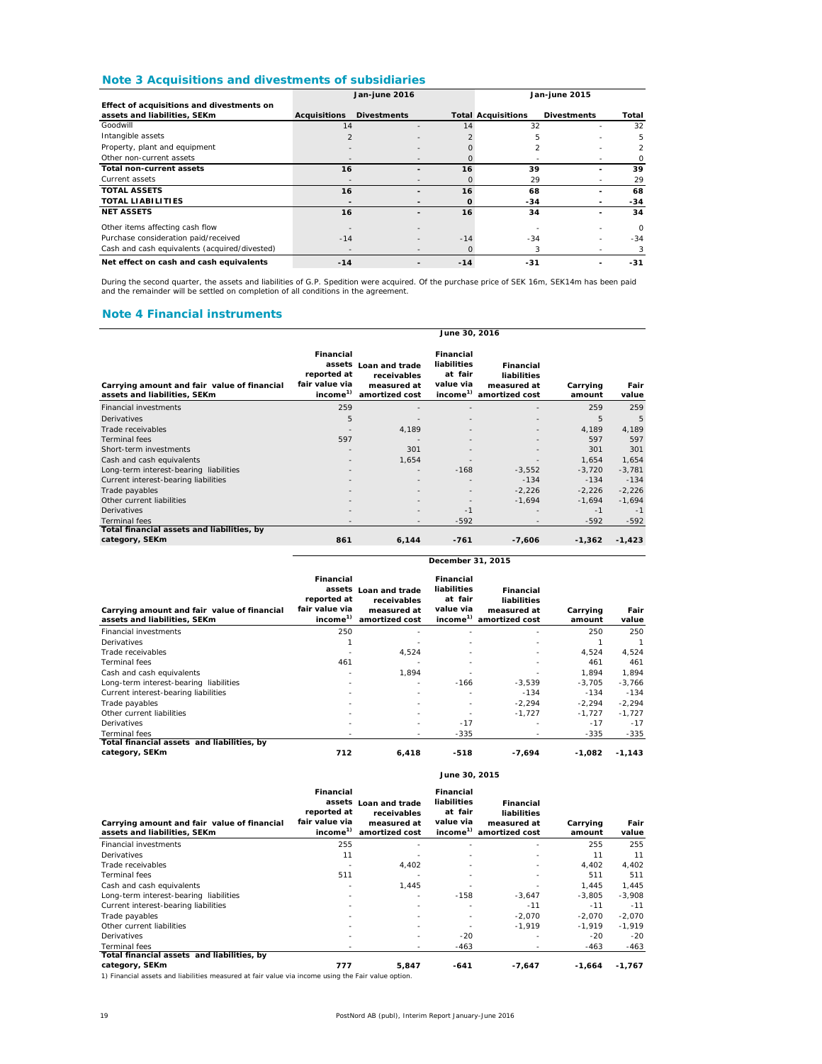## Note 3 Acquisitions and divestments of subsidiaries

| Effect of acquisitions and divestments on assets and liabilities, SEKm | Jan-june 2016 | | | Jan-june 2015 | | |
|---|---|---|---|---|---|---|
| | Acquisitions | Divestments | Total | Acquisitions | Divestments | Total |
| Goodwill | 14 | - | 14 | 32 | - | 32 |
| Intangible assets | 2 | - | 2 | 5 | - | 5 |
| Property, plant and equipment | - | - | 0 | 2 | - | 2 |
| Other non-current assets | - | - | 0 | - | - | 0 |
| **Total non-current assets** | **16** | **-** | **16** | **39** | **-** | **39** |
| Current assets | - | - | 0 | 29 | - | 29 |
| **TOTAL ASSETS** | **16** | **-** | **16** | **68** | **-** | **68** |
| **TOTAL LIABILITIES** | **-** | **-** | **0** | **-34** | **-** | **-34** |
| **NET ASSETS** | **16** | **-** | **16** | **34** | **-** | **34** |
| Other items affecting cash flow | - | - | | - | - | 0 |
| Purchase consideration paid/received | -14 | - | -14 | -34 | - | -34 |
| Cash and cash equivalents (acquired/divested) | - | - | 0 | 3 | - | 3 |
| **Net effect on cash and cash equivalents** | **-14** | **-** | **-14** | **-31** | **-** | **-31** |

During the second quarter, the assets and liabilities of G.P. Spedition were acquired. Of the purchase price of SEK 16m, SEK14m has been paid and the remainder will be settled on completion of all conditions in the agreement.

## Note 4 Financial instruments

**June 30, 2016**

| Carrying amount and fair value of financial assets and liabilities, SEKm | Financial assets reported at fair value via income[1] | Loan and trade receivables measured at amortized cost | Financial liabilities at fair value via income[1] | Financial liabilities measured at amortized cost | Carrying amount | Fair value |
|---|---|---|---|---|---|---|
| Financial investments | 259 | - | - | - | 259 | 259 |
| Derivatives | 5 | - | - | - | 5 | 5 |
| Trade receivables | - | 4,189 | - | - | 4,189 | 4,189 |
| Terminal fees | 597 | - | - | - | 597 | 597 |
| Short-term investments | - | 301 | - | - | 301 | 301 |
| Cash and cash equivalents | - | 1,654 | - | - | 1,654 | 1,654 |
| Long-term interest-bearing liabilities | - | - | -168 | -3,552 | -3,720 | -3,781 |
| Current interest-bearing liabilities | - | - | - | -134 | -134 | -134 |
| Trade payables | - | - | - | -2,226 | -2,226 | -2,226 |
| Other current liabilities | - | - | - | -1,694 | -1,694 | -1,694 |
| Derivatives | - | - | -1 | - | -1 | -1 |
| Terminal fees | - | - | -592 | - | -592 | -592 |
| **Total financial assets and liabilities, by category, SEKm** | **861** | **6,144** | **-761** | **-7,606** | **-1,362** | **-1,423** |

**December 31, 2015**

| Carrying amount and fair value of financial assets and liabilities, SEKm | Financial assets reported at fair value via income[1] | Loan and trade receivables measured at amortized cost | Financial liabilities at fair value via income[1] | Financial liabilities measured at amortized cost | Carrying amount | Fair value |
|---|---|---|---|---|---|---|
| Financial investments | 250 | - | - | - | 250 | 250 |
| Derivatives | 1 | - | - | - | 1 | 1 |
| Trade receivables | - | 4,524 | - | - | 4,524 | 4,524 |
| Terminal fees | 461 | - | - | - | 461 | 461 |
| Cash and cash equivalents | - | 1,894 | - | - | 1,894 | 1,894 |
| Long-term interest-bearing liabilities | - | - | -166 | -3,539 | -3,705 | -3,766 |
| Current interest-bearing liabilities | - | - | - | -134 | -134 | -134 |
| Trade payables | - | - | - | -2,294 | -2,294 | -2,294 |
| Other current liabilities | - | - | - | -1,727 | -1,727 | -1,727 |
| Derivatives | - | - | -17 | - | -17 | -17 |
| Terminal fees | - | - | -335 | - | -335 | -335 |
| **Total financial assets and liabilities, by category, SEKm** | **712** | **6,418** | **-518** | **-7,694** | **-1,082** | **-1,143** |

**June 30, 2015**

| Carrying amount and fair value of financial assets and liabilities, SEKm | Financial assets reported at fair value via income[1] | Loan and trade receivables measured at amortized cost | Financial liabilities at fair value via income[1] | Financial liabilities measured at amortized cost | Carrying amount | Fair value |
|---|---|---|---|---|---|---|
| Financial investments | 255 | - | - | - | 255 | 255 |
| Derivatives | 11 | - | - | - | 11 | 11 |
| Trade receivables | - | 4,402 | - | - | 4,402 | 4,402 |
| Terminal fees | 511 | - | - | - | 511 | 511 |
| Cash and cash equivalents | - | 1,445 | - | - | 1,445 | 1,445 |
| Long-term interest-bearing liabilities | - | - | -158 | -3,647 | -3,805 | -3,908 |
| Current interest-bearing liabilities | - | - | - | -11 | -11 | -11 |
| Trade payables | - | - | - | -2,070 | -2,070 | -2,070 |
| Other current liabilities | - | - | - | -1,919 | -1,919 | -1,919 |
| Derivatives | - | - | -20 | - | -20 | -20 |
| Terminal fees | - | - | -463 | - | -463 | -463 |
| **Total financial assets and liabilities, by category, SEKm** | **777** | **5,847** | **-641** | **-7,647** | **-1,664** | **-1,767** |

1) Financial assets and liabilities measured at fair value via income using the Fair value option.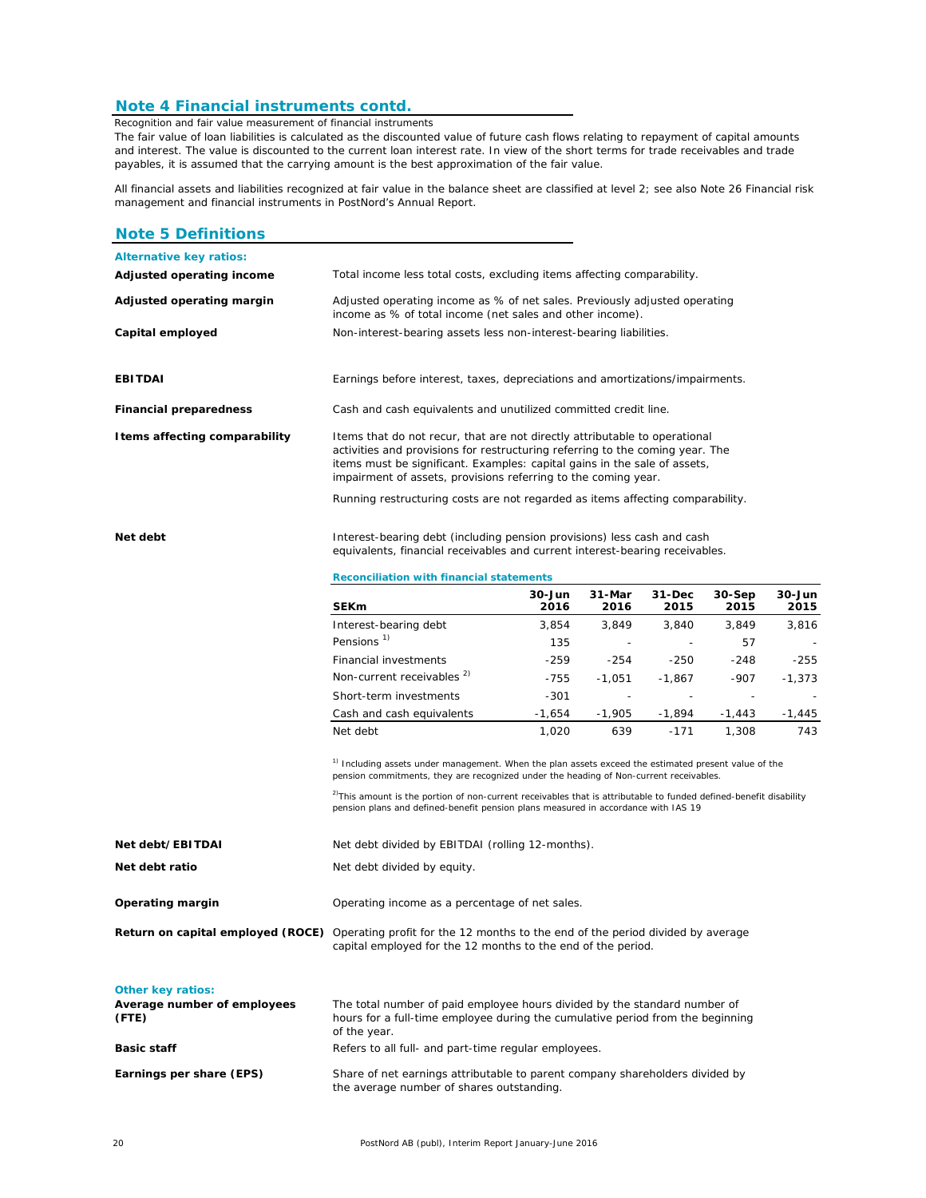## Note 4 Financial instruments contd.

Recognition and fair value measurement of financial instruments

The fair value of loan liabilities is calculated as the discounted value of future cash flows relating to repayment of capital amounts and interest. The value is discounted to the current loan interest rate. In view of the short terms for trade receivables and trade payables, it is assumed that the carrying amount is the best approximation of the fair value.

All financial assets and liabilities recognized at fair value in the balance sheet are classified at level 2; see also Note 26 Financial risk management and financial instruments in PostNord's Annual Report.

## Note 5 Definitions

### Alternative key ratios:

**Adjusted operating income**
Total income less total costs, excluding items affecting comparability.

**Adjusted operating margin**
Adjusted operating income as % of net sales. Previously adjusted operating income as % of total income (net sales and other income).

**Capital employed**
Non-interest-bearing assets less non-interest-bearing liabilities.

**EBITDAI**
Earnings before interest, taxes, depreciations and amortizations/impairments.

**Financial preparedness**
Cash and cash equivalents and unutilized committed credit line.

**Items affecting comparability**
Items that do not recur, that are not directly attributable to operational activities and provisions for restructuring referring to the coming year. The items must be significant. Examples: capital gains in the sale of assets, impairment of assets, provisions referring to the coming year.

Running restructuring costs are not regarded as items affecting comparability.

**Net debt**
Interest-bearing debt (including pension provisions) less cash and cash equivalents, financial receivables and current interest-bearing receivables.

**Reconciliation with financial statements**

| SEKm | 30-Jun 2016 | 31-Mar 2016 | 31-Dec 2015 | 30-Sep 2015 | 30-Jun 2015 |
|---|---|---|---|---|---|
| Interest-bearing debt | 3,854 | 3,849 | 3,840 | 3,849 | 3,816 |
| Pensions [1] | 135 | - | - | 57 | - |
| Financial investments | -259 | -254 | -250 | -248 | -255 |
| Non-current receivables [2] | -755 | -1,051 | -1,867 | -907 | -1,373 |
| Short-term investments | -301 | - | - | - | - |
| Cash and cash equivalents | -1,654 | -1,905 | -1,894 | -1,443 | -1,445 |
| Net debt | 1,020 | 639 | -171 | 1,308 | 743 |

[1] Including assets under management. When the plan assets exceed the estimated present value of the pension commitments, they are recognized under the heading of Non-current receivables.

[2] This amount is the portion of non-current receivables that is attributable to funded defined-benefit disability pension plans and defined-benefit pension plans measured in accordance with IAS 19

**Net debt/EBITDAI**
Net debt divided by EBITDAI (rolling 12-months).

**Net debt ratio**
Net debt divided by equity.

**Operating margin**
Operating income as a percentage of net sales.

**Return on capital employed (ROCE)**
Operating profit for the 12 months to the end of the period divided by average capital employed for the 12 months to the end of the period.

### Other key ratios:

**Average number of employees (FTE)**
The total number of paid employee hours divided by the standard number of hours for a full-time employee during the cumulative period from the beginning of the year.

**Basic staff**
Refers to all full- and part-time regular employees.

**Earnings per share (EPS)**
Share of net earnings attributable to parent company shareholders divided by the average number of shares outstanding.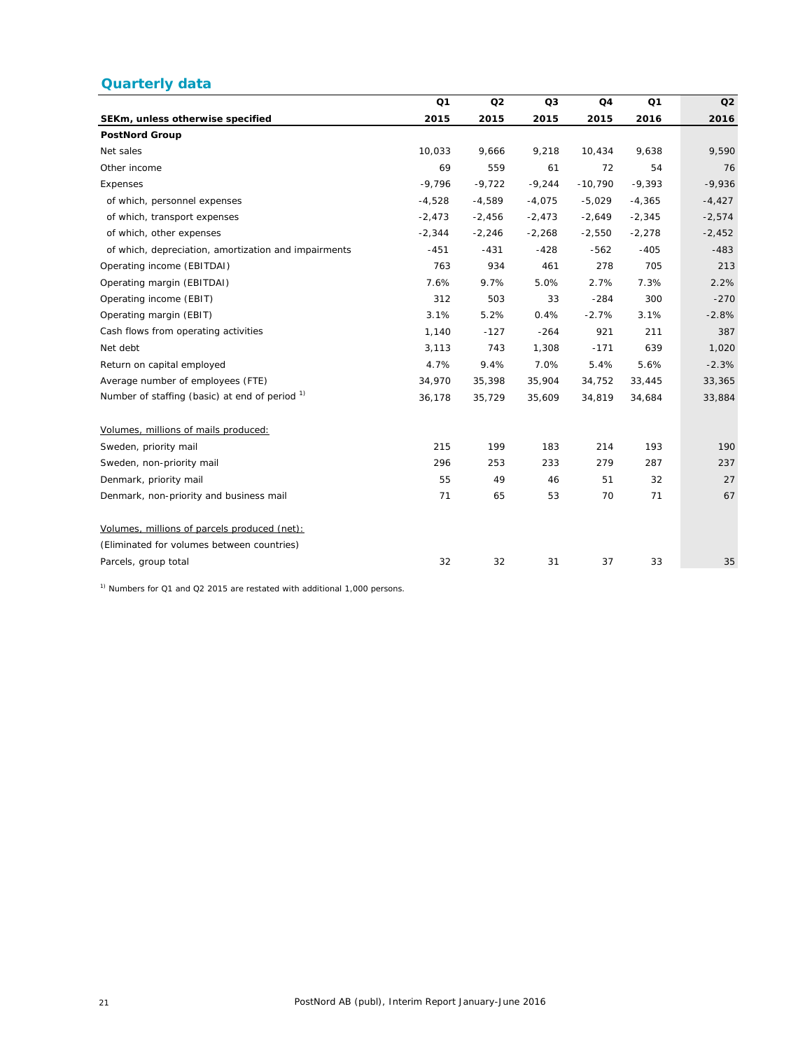## Quarterly data

| SEKm, unless otherwise specified | Q1 2015 | Q2 2015 | Q3 2015 | Q4 2015 | Q1 2016 | Q2 2016 |
|---|---|---|---|---|---|---|
| **PostNord Group** | | | | | | |
| Net sales | 10,033 | 9,666 | 9,218 | 10,434 | 9,638 | 9,590 |
| Other income | 69 | 559 | 61 | 72 | 54 | 76 |
| Expenses | -9,796 | -9,722 | -9,244 | -10,790 | -9,393 | -9,936 |
| of which, personnel expenses | -4,528 | -4,589 | -4,075 | -5,029 | -4,365 | -4,427 |
| of which, transport expenses | -2,473 | -2,456 | -2,473 | -2,649 | -2,345 | -2,574 |
| of which, other expenses | -2,344 | -2,246 | -2,268 | -2,550 | -2,278 | -2,452 |
| of which, depreciation, amortization and impairments | -451 | -431 | -428 | -562 | -405 | -483 |
| Operating income (EBITDAI) | 763 | 934 | 461 | 278 | 705 | 213 |
| Operating margin (EBITDAI) | 7.6% | 9.7% | 5.0% | 2.7% | 7.3% | 2.2% |
| Operating income (EBIT) | 312 | 503 | 33 | -284 | 300 | -270 |
| Operating margin (EBIT) | 3.1% | 5.2% | 0.4% | -2.7% | 3.1% | -2.8% |
| Cash flows from operating activities | 1,140 | -127 | -264 | 921 | 211 | 387 |
| Net debt | 3,113 | 743 | 1,308 | -171 | 639 | 1,020 |
| Return on capital employed | 4.7% | 9.4% | 7.0% | 5.4% | 5.6% | -2.3% |
| Average number of employees (FTE) | 34,970 | 35,398 | 35,904 | 34,752 | 33,445 | 33,365 |
| Number of staffing (basic) at end of period [1] | 36,178 | 35,729 | 35,609 | 34,819 | 34,684 | 33,884 |
| | | | | | | |
| Volumes, millions of mails produced: | | | | | | |
| Sweden, priority mail | 215 | 199 | 183 | 214 | 193 | 190 |
| Sweden, non-priority mail | 296 | 253 | 233 | 279 | 287 | 237 |
| Denmark, priority mail | 55 | 49 | 46 | 51 | 32 | 27 |
| Denmark, non-priority and business mail | 71 | 65 | 53 | 70 | 71 | 67 |
| | | | | | | |
| Volumes, millions of parcels produced (net): | | | | | | |
| (Eliminated for volumes between countries) | | | | | | |
| Parcels, group total | 32 | 32 | 31 | 37 | 33 | 35 |

[1] Numbers for Q1 and Q2 2015 are restated with additional 1,000 persons.